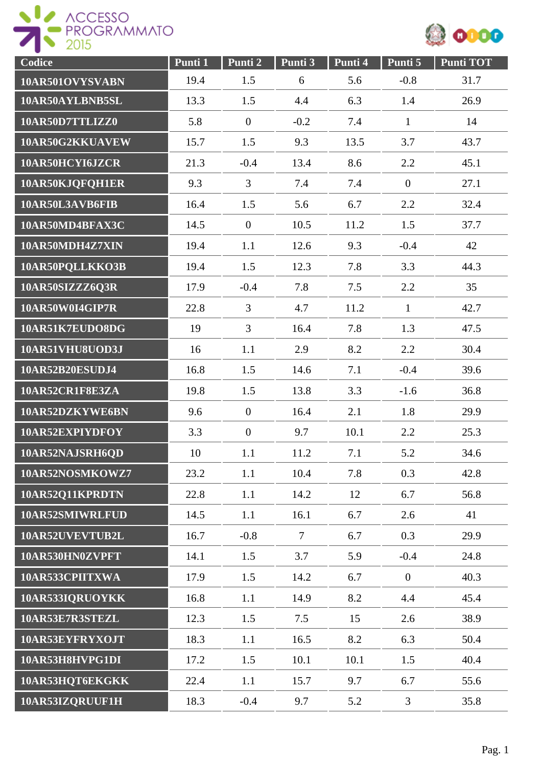| Codice | Punti 1 | Punti 2 | Punti 3 | Punti 4 | Punti 5 | Punti TOT |
|---|---|---|---|---|---|---|
| 10AR501OVYSVABN | 19.4 | 1.5 | 6 | 5.6 | -0.8 | 31.7 |
| 10AR50AYLBNB5SL | 13.3 | 1.5 | 4.4 | 6.3 | 1.4 | 26.9 |
| 10AR50D7TTLIZZ0 | 5.8 | 0 | -0.2 | 7.4 | 1 | 14 |
| 10AR50G2KKUAVEW | 15.7 | 1.5 | 9.3 | 13.5 | 3.7 | 43.7 |
| 10AR50HCYI6JZCR | 21.3 | -0.4 | 13.4 | 8.6 | 2.2 | 45.1 |
| 10AR50KJQFQH1ER | 9.3 | 3 | 7.4 | 7.4 | 0 | 27.1 |
| 10AR50L3AVB6FIB | 16.4 | 1.5 | 5.6 | 6.7 | 2.2 | 32.4 |
| 10AR50MD4BFAX3C | 14.5 | 0 | 10.5 | 11.2 | 1.5 | 37.7 |
| 10AR50MDH4Z7XIN | 19.4 | 1.1 | 12.6 | 9.3 | -0.4 | 42 |
| 10AR50PQLLKKO3B | 19.4 | 1.5 | 12.3 | 7.8 | 3.3 | 44.3 |
| 10AR50SIZZZ6Q3R | 17.9 | -0.4 | 7.8 | 7.5 | 2.2 | 35 |
| 10AR50W0I4GIP7R | 22.8 | 3 | 4.7 | 11.2 | 1 | 42.7 |
| 10AR51K7EUDO8DG | 19 | 3 | 16.4 | 7.8 | 1.3 | 47.5 |
| 10AR51VHU8UOD3J | 16 | 1.1 | 2.9 | 8.2 | 2.2 | 30.4 |
| 10AR52B20ESUDJ4 | 16.8 | 1.5 | 14.6 | 7.1 | -0.4 | 39.6 |
| 10AR52CR1F8E3ZA | 19.8 | 1.5 | 13.8 | 3.3 | -1.6 | 36.8 |
| 10AR52DZKYWE6BN | 9.6 | 0 | 16.4 | 2.1 | 1.8 | 29.9 |
| 10AR52EXPIYDFOY | 3.3 | 0 | 9.7 | 10.1 | 2.2 | 25.3 |
| 10AR52NAJSRH6QD | 10 | 1.1 | 11.2 | 7.1 | 5.2 | 34.6 |
| 10AR52NOSMKOWZ7 | 23.2 | 1.1 | 10.4 | 7.8 | 0.3 | 42.8 |
| 10AR52Q11KPRDTN | 22.8 | 1.1 | 14.2 | 12 | 6.7 | 56.8 |
| 10AR52SMIWRLFUD | 14.5 | 1.1 | 16.1 | 6.7 | 2.6 | 41 |
| 10AR52UVEVTUB2L | 16.7 | -0.8 | 7 | 6.7 | 0.3 | 29.9 |
| 10AR530HN0ZVPFT | 14.1 | 1.5 | 3.7 | 5.9 | -0.4 | 24.8 |
| 10AR533CPIITXWA | 17.9 | 1.5 | 14.2 | 6.7 | 0 | 40.3 |
| 10AR533IQRUOYKK | 16.8 | 1.1 | 14.9 | 8.2 | 4.4 | 45.4 |
| 10AR53E7R3STEZL | 12.3 | 1.5 | 7.5 | 15 | 2.6 | 38.9 |
| 10AR53EYFRYXOJT | 18.3 | 1.1 | 16.5 | 8.2 | 6.3 | 50.4 |
| 10AR53H8HVPG1DI | 17.2 | 1.5 | 10.1 | 10.1 | 1.5 | 40.4 |
| 10AR53HQT6EKGKK | 22.4 | 1.1 | 15.7 | 9.7 | 6.7 | 55.6 |
| 10AR53IZQRUUF1H | 18.3 | -0.4 | 9.7 | 5.2 | 3 | 35.8 |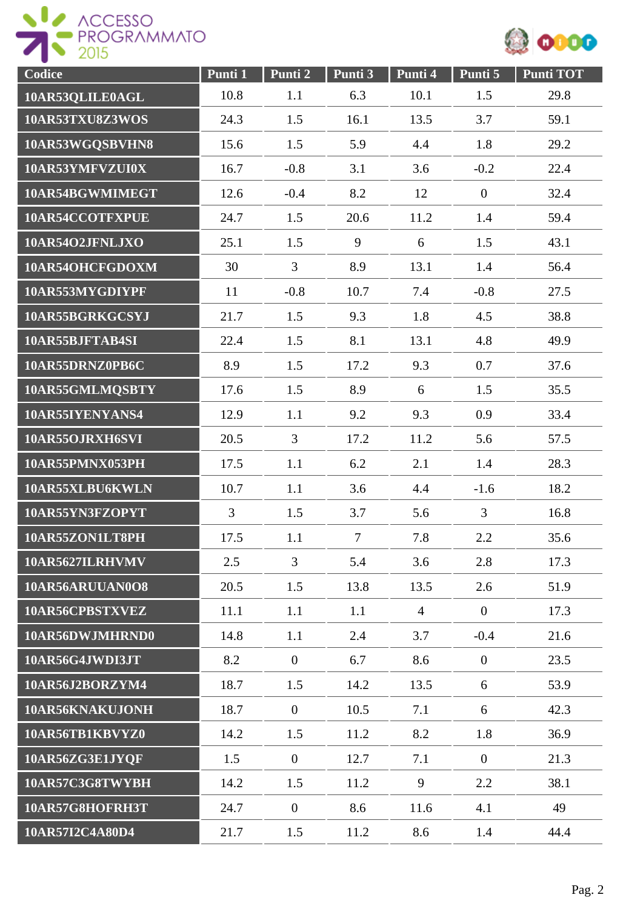| Codice | Punti 1 | Punti 2 | Punti 3 | Punti 4 | Punti 5 | Punti TOT |
| --- | --- | --- | --- | --- | --- | --- |
| 10AR53QLILE0AGL | 10.8 | 1.1 | 6.3 | 10.1 | 1.5 | 29.8 |
| 10AR53TXU8Z3WOS | 24.3 | 1.5 | 16.1 | 13.5 | 3.7 | 59.1 |
| 10AR53WGQSBVHN8 | 15.6 | 1.5 | 5.9 | 4.4 | 1.8 | 29.2 |
| 10AR53YMFVZUI0X | 16.7 | -0.8 | 3.1 | 3.6 | -0.2 | 22.4 |
| 10AR54BGWMIMEGT | 12.6 | -0.4 | 8.2 | 12 | 0 | 32.4 |
| 10AR54CCOTFXPUE | 24.7 | 1.5 | 20.6 | 11.2 | 1.4 | 59.4 |
| 10AR54O2JFNLJXO | 25.1 | 1.5 | 9 | 6 | 1.5 | 43.1 |
| 10AR54OHCFGDOXM | 30 | 3 | 8.9 | 13.1 | 1.4 | 56.4 |
| 10AR553MYGDIYPF | 11 | -0.8 | 10.7 | 7.4 | -0.8 | 27.5 |
| 10AR55BGRKGCSYJ | 21.7 | 1.5 | 9.3 | 1.8 | 4.5 | 38.8 |
| 10AR55BJFTAB4SI | 22.4 | 1.5 | 8.1 | 13.1 | 4.8 | 49.9 |
| 10AR55DRNZ0PB6C | 8.9 | 1.5 | 17.2 | 9.3 | 0.7 | 37.6 |
| 10AR55GMLMQSBTY | 17.6 | 1.5 | 8.9 | 6 | 1.5 | 35.5 |
| 10AR55IYENYANS4 | 12.9 | 1.1 | 9.2 | 9.3 | 0.9 | 33.4 |
| 10AR55OJRXH6SVI | 20.5 | 3 | 17.2 | 11.2 | 5.6 | 57.5 |
| 10AR55PMNX053PH | 17.5 | 1.1 | 6.2 | 2.1 | 1.4 | 28.3 |
| 10AR55XLBU6KWLN | 10.7 | 1.1 | 3.6 | 4.4 | -1.6 | 18.2 |
| 10AR55YN3FZOPYT | 3 | 1.5 | 3.7 | 5.6 | 3 | 16.8 |
| 10AR55ZON1LT8PH | 17.5 | 1.1 | 7 | 7.8 | 2.2 | 35.6 |
| 10AR5627ILRHVMV | 2.5 | 3 | 5.4 | 3.6 | 2.8 | 17.3 |
| 10AR56ARUUAN0O8 | 20.5 | 1.5 | 13.8 | 13.5 | 2.6 | 51.9 |
| 10AR56CPBSTXVEZ | 11.1 | 1.1 | 1.1 | 4 | 0 | 17.3 |
| 10AR56DWJMHRND0 | 14.8 | 1.1 | 2.4 | 3.7 | -0.4 | 21.6 |
| 10AR56G4JWDI3JT | 8.2 | 0 | 6.7 | 8.6 | 0 | 23.5 |
| 10AR56J2BORZYM4 | 18.7 | 1.5 | 14.2 | 13.5 | 6 | 53.9 |
| 10AR56KNAKUJONH | 18.7 | 0 | 10.5 | 7.1 | 6 | 42.3 |
| 10AR56TB1KBVYZ0 | 14.2 | 1.5 | 11.2 | 8.2 | 1.8 | 36.9 |
| 10AR56ZG3E1JYQF | 1.5 | 0 | 12.7 | 7.1 | 0 | 21.3 |
| 10AR57C3G8TWYBH | 14.2 | 1.5 | 11.2 | 9 | 2.2 | 38.1 |
| 10AR57G8HOFRH3T | 24.7 | 0 | 8.6 | 11.6 | 4.1 | 49 |
| 10AR57I2C4A80D4 | 21.7 | 1.5 | 11.2 | 8.6 | 1.4 | 44.4 |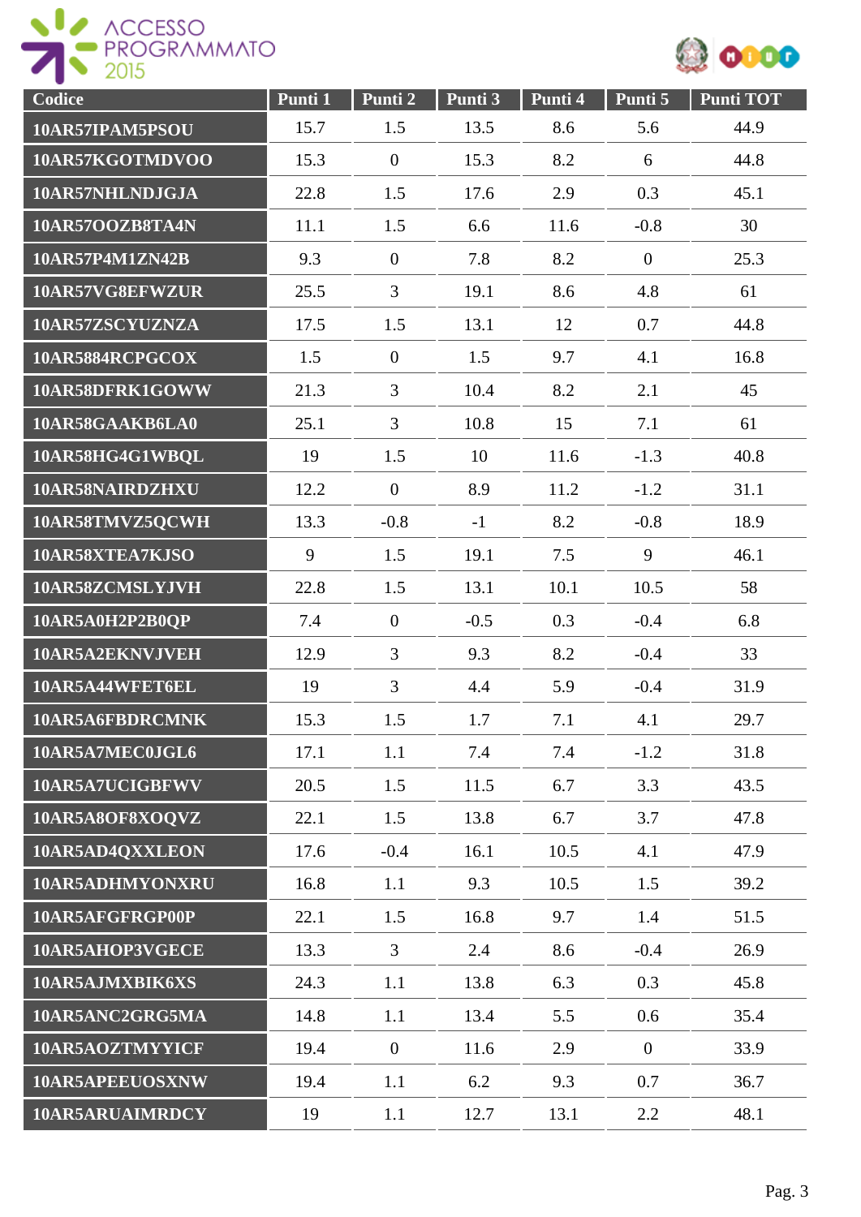| Codice | Punti 1 | Punti 2 | Punti 3 | Punti 4 | Punti 5 | Punti TOT |
|---|---|---|---|---|---|---|
| 10AR57IPAM5PSOU | 15.7 | 1.5 | 13.5 | 8.6 | 5.6 | 44.9 |
| 10AR57KGOTMDVOO | 15.3 | 0 | 15.3 | 8.2 | 6 | 44.8 |
| 10AR57NHLNDJGJA | 22.8 | 1.5 | 17.6 | 2.9 | 0.3 | 45.1 |
| 10AR57OOZB8TA4N | 11.1 | 1.5 | 6.6 | 11.6 | -0.8 | 30 |
| 10AR57P4M1ZN42B | 9.3 | 0 | 7.8 | 8.2 | 0 | 25.3 |
| 10AR57VG8EFWZUR | 25.5 | 3 | 19.1 | 8.6 | 4.8 | 61 |
| 10AR57ZSCYUZNZA | 17.5 | 1.5 | 13.1 | 12 | 0.7 | 44.8 |
| 10AR5884RCPGCOX | 1.5 | 0 | 1.5 | 9.7 | 4.1 | 16.8 |
| 10AR58DFRK1GOWW | 21.3 | 3 | 10.4 | 8.2 | 2.1 | 45 |
| 10AR58GAAKB6LA0 | 25.1 | 3 | 10.8 | 15 | 7.1 | 61 |
| 10AR58HG4G1WBQL | 19 | 1.5 | 10 | 11.6 | -1.3 | 40.8 |
| 10AR58NAIRDZHXU | 12.2 | 0 | 8.9 | 11.2 | -1.2 | 31.1 |
| 10AR58TMVZ5QCWH | 13.3 | -0.8 | -1 | 8.2 | -0.8 | 18.9 |
| 10AR58XTEA7KJSO | 9 | 1.5 | 19.1 | 7.5 | 9 | 46.1 |
| 10AR58ZCMSLYJVH | 22.8 | 1.5 | 13.1 | 10.1 | 10.5 | 58 |
| 10AR5A0H2P2B0QP | 7.4 | 0 | -0.5 | 0.3 | -0.4 | 6.8 |
| 10AR5A2EKNVJVEH | 12.9 | 3 | 9.3 | 8.2 | -0.4 | 33 |
| 10AR5A44WFET6EL | 19 | 3 | 4.4 | 5.9 | -0.4 | 31.9 |
| 10AR5A6FBDRCMNK | 15.3 | 1.5 | 1.7 | 7.1 | 4.1 | 29.7 |
| 10AR5A7MEC0JGL6 | 17.1 | 1.1 | 7.4 | 7.4 | -1.2 | 31.8 |
| 10AR5A7UCIGBFWV | 20.5 | 1.5 | 11.5 | 6.7 | 3.3 | 43.5 |
| 10AR5A8OF8XOQVZ | 22.1 | 1.5 | 13.8 | 6.7 | 3.7 | 47.8 |
| 10AR5AD4QXXLEON | 17.6 | -0.4 | 16.1 | 10.5 | 4.1 | 47.9 |
| 10AR5ADHMYONXRU | 16.8 | 1.1 | 9.3 | 10.5 | 1.5 | 39.2 |
| 10AR5AFGFRGP00P | 22.1 | 1.5 | 16.8 | 9.7 | 1.4 | 51.5 |
| 10AR5AHOP3VGECE | 13.3 | 3 | 2.4 | 8.6 | -0.4 | 26.9 |
| 10AR5AJMXBIK6XS | 24.3 | 1.1 | 13.8 | 6.3 | 0.3 | 45.8 |
| 10AR5ANC2GRG5MA | 14.8 | 1.1 | 13.4 | 5.5 | 0.6 | 35.4 |
| 10AR5AOZTMYYICF | 19.4 | 0 | 11.6 | 2.9 | 0 | 33.9 |
| 10AR5APEEUOSXNW | 19.4 | 1.1 | 6.2 | 9.3 | 0.7 | 36.7 |
| 10AR5ARUAIMRDCY | 19 | 1.1 | 12.7 | 13.1 | 2.2 | 48.1 |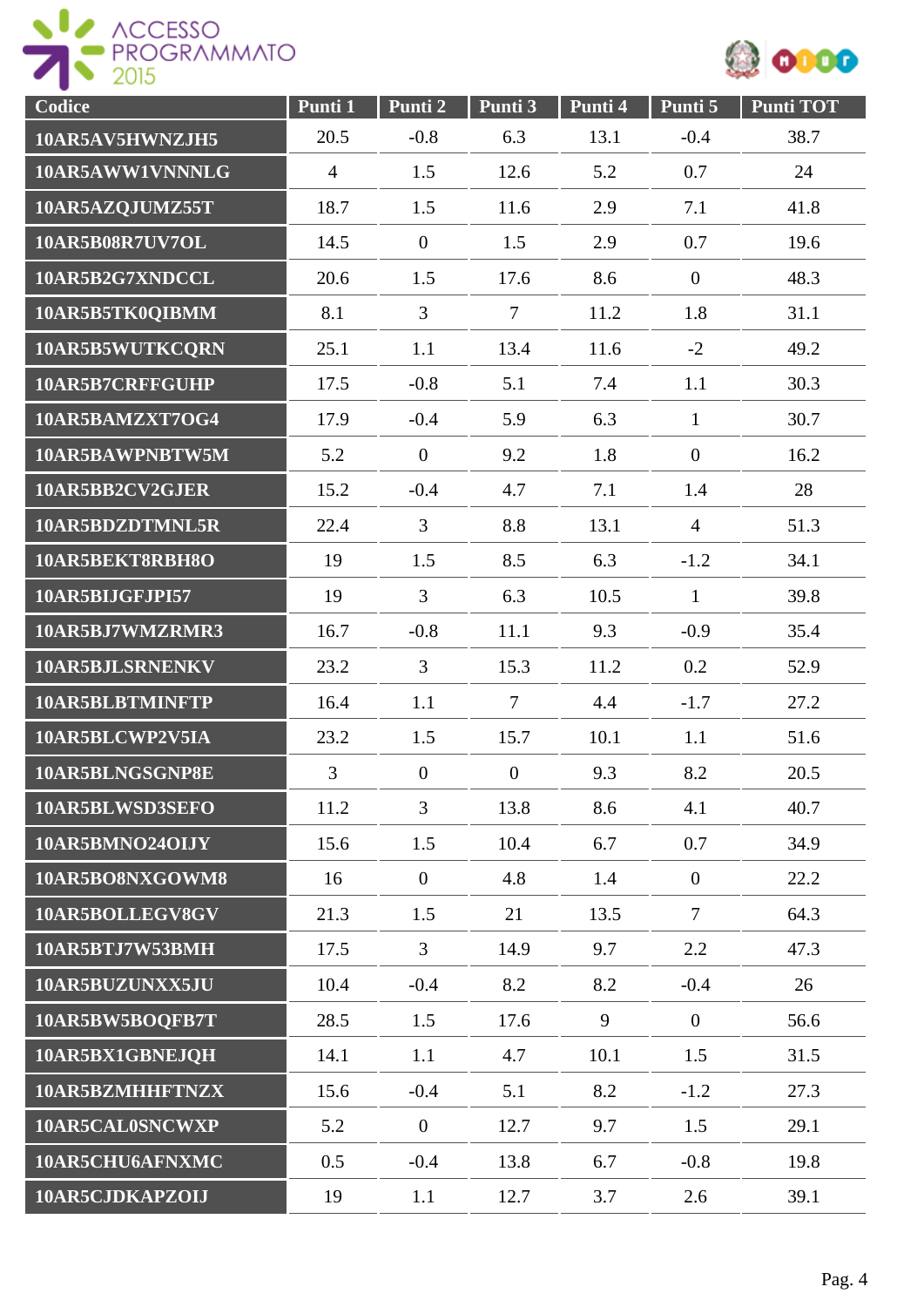| Codice | Punti 1 | Punti 2 | Punti 3 | Punti 4 | Punti 5 | Punti TOT |
|---|---|---|---|---|---|---|
| 10AR5AV5HWNZJH5 | 20.5 | -0.8 | 6.3 | 13.1 | -0.4 | 38.7 |
| 10AR5AWW1VNNNLG | 4 | 1.5 | 12.6 | 5.2 | 0.7 | 24 |
| 10AR5AZQJUMZ55T | 18.7 | 1.5 | 11.6 | 2.9 | 7.1 | 41.8 |
| 10AR5B08R7UV7OL | 14.5 | 0 | 1.5 | 2.9 | 0.7 | 19.6 |
| 10AR5B2G7XNDCCL | 20.6 | 1.5 | 17.6 | 8.6 | 0 | 48.3 |
| 10AR5B5TK0QIBMM | 8.1 | 3 | 7 | 11.2 | 1.8 | 31.1 |
| 10AR5B5WUTKCQRN | 25.1 | 1.1 | 13.4 | 11.6 | -2 | 49.2 |
| 10AR5B7CRFFGUHP | 17.5 | -0.8 | 5.1 | 7.4 | 1.1 | 30.3 |
| 10AR5BAMZXT7OG4 | 17.9 | -0.4 | 5.9 | 6.3 | 1 | 30.7 |
| 10AR5BAWPNBTW5M | 5.2 | 0 | 9.2 | 1.8 | 0 | 16.2 |
| 10AR5BB2CV2GJER | 15.2 | -0.4 | 4.7 | 7.1 | 1.4 | 28 |
| 10AR5BDZDTMNL5R | 22.4 | 3 | 8.8 | 13.1 | 4 | 51.3 |
| 10AR5BEKT8RBH8O | 19 | 1.5 | 8.5 | 6.3 | -1.2 | 34.1 |
| 10AR5BIJGFJPI57 | 19 | 3 | 6.3 | 10.5 | 1 | 39.8 |
| 10AR5BJ7WMZRMR3 | 16.7 | -0.8 | 11.1 | 9.3 | -0.9 | 35.4 |
| 10AR5BJLSRNENKV | 23.2 | 3 | 15.3 | 11.2 | 0.2 | 52.9 |
| 10AR5BLBTMINFTP | 16.4 | 1.1 | 7 | 4.4 | -1.7 | 27.2 |
| 10AR5BLCWP2V5IA | 23.2 | 1.5 | 15.7 | 10.1 | 1.1 | 51.6 |
| 10AR5BLNGSGNP8E | 3 | 0 | 0 | 9.3 | 8.2 | 20.5 |
| 10AR5BLWSD3SEFO | 11.2 | 3 | 13.8 | 8.6 | 4.1 | 40.7 |
| 10AR5BMNO24OIJY | 15.6 | 1.5 | 10.4 | 6.7 | 0.7 | 34.9 |
| 10AR5BO8NXGOWM8 | 16 | 0 | 4.8 | 1.4 | 0 | 22.2 |
| 10AR5BOLLEGV8GV | 21.3 | 1.5 | 21 | 13.5 | 7 | 64.3 |
| 10AR5BTJ7W53BMH | 17.5 | 3 | 14.9 | 9.7 | 2.2 | 47.3 |
| 10AR5BUZUNXX5JU | 10.4 | -0.4 | 8.2 | 8.2 | -0.4 | 26 |
| 10AR5BW5BOQFB7T | 28.5 | 1.5 | 17.6 | 9 | 0 | 56.6 |
| 10AR5BX1GBNEJQH | 14.1 | 1.1 | 4.7 | 10.1 | 1.5 | 31.5 |
| 10AR5BZMHHFTNZX | 15.6 | -0.4 | 5.1 | 8.2 | -1.2 | 27.3 |
| 10AR5CAL0SNCWXP | 5.2 | 0 | 12.7 | 9.7 | 1.5 | 29.1 |
| 10AR5CHU6AFNXMC | 0.5 | -0.4 | 13.8 | 6.7 | -0.8 | 19.8 |
| 10AR5CJDKAPZOIJ | 19 | 1.1 | 12.7 | 3.7 | 2.6 | 39.1 |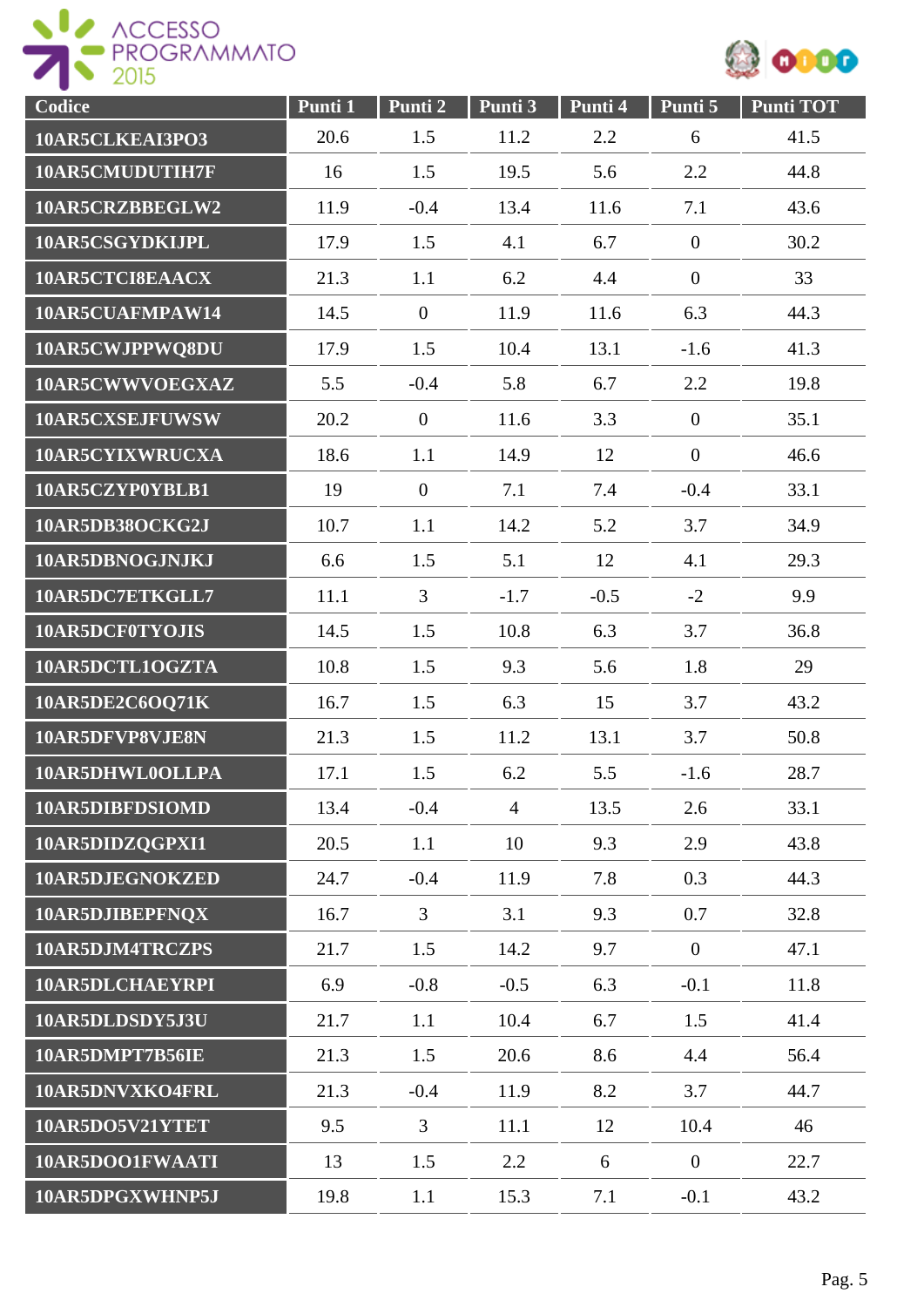| Codice | Punti 1 | Punti 2 | Punti 3 | Punti 4 | Punti 5 | Punti TOT |
|---|---|---|---|---|---|---|
| 10AR5CLKEAI3PO3 | 20.6 | 1.5 | 11.2 | 2.2 | 6 | 41.5 |
| 10AR5CMUDUTIH7F | 16 | 1.5 | 19.5 | 5.6 | 2.2 | 44.8 |
| 10AR5CRZBBEGLW2 | 11.9 | -0.4 | 13.4 | 11.6 | 7.1 | 43.6 |
| 10AR5CSGYDKIJPL | 17.9 | 1.5 | 4.1 | 6.7 | 0 | 30.2 |
| 10AR5CTCI8EAACX | 21.3 | 1.1 | 6.2 | 4.4 | 0 | 33 |
| 10AR5CUAFMPAW14 | 14.5 | 0 | 11.9 | 11.6 | 6.3 | 44.3 |
| 10AR5CWJPPWQ8DU | 17.9 | 1.5 | 10.4 | 13.1 | -1.6 | 41.3 |
| 10AR5CWWVOEGXAZ | 5.5 | -0.4 | 5.8 | 6.7 | 2.2 | 19.8 |
| 10AR5CXSEJFUWSW | 20.2 | 0 | 11.6 | 3.3 | 0 | 35.1 |
| 10AR5CYIXWRUCXA | 18.6 | 1.1 | 14.9 | 12 | 0 | 46.6 |
| 10AR5CZYP0YBLB1 | 19 | 0 | 7.1 | 7.4 | -0.4 | 33.1 |
| 10AR5DB38OCKG2J | 10.7 | 1.1 | 14.2 | 5.2 | 3.7 | 34.9 |
| 10AR5DBNOGJNJKJ | 6.6 | 1.5 | 5.1 | 12 | 4.1 | 29.3 |
| 10AR5DC7ETKGLL7 | 11.1 | 3 | -1.7 | -0.5 | -2 | 9.9 |
| 10AR5DCF0TYOJIS | 14.5 | 1.5 | 10.8 | 6.3 | 3.7 | 36.8 |
| 10AR5DCTL1OGZTA | 10.8 | 1.5 | 9.3 | 5.6 | 1.8 | 29 |
| 10AR5DE2C6OQ71K | 16.7 | 1.5 | 6.3 | 15 | 3.7 | 43.2 |
| 10AR5DFVP8VJE8N | 21.3 | 1.5 | 11.2 | 13.1 | 3.7 | 50.8 |
| 10AR5DHWL0OLLPA | 17.1 | 1.5 | 6.2 | 5.5 | -1.6 | 28.7 |
| 10AR5DIBFDSIOMD | 13.4 | -0.4 | 4 | 13.5 | 2.6 | 33.1 |
| 10AR5DIDZQGPXI1 | 20.5 | 1.1 | 10 | 9.3 | 2.9 | 43.8 |
| 10AR5DJEGNOKZED | 24.7 | -0.4 | 11.9 | 7.8 | 0.3 | 44.3 |
| 10AR5DJIBEPFNQX | 16.7 | 3 | 3.1 | 9.3 | 0.7 | 32.8 |
| 10AR5DJM4TRCZPS | 21.7 | 1.5 | 14.2 | 9.7 | 0 | 47.1 |
| 10AR5DLCHAEYRPI | 6.9 | -0.8 | -0.5 | 6.3 | -0.1 | 11.8 |
| 10AR5DLDSDY5J3U | 21.7 | 1.1 | 10.4 | 6.7 | 1.5 | 41.4 |
| 10AR5DMPT7B56IE | 21.3 | 1.5 | 20.6 | 8.6 | 4.4 | 56.4 |
| 10AR5DNVXKO4FRL | 21.3 | -0.4 | 11.9 | 8.2 | 3.7 | 44.7 |
| 10AR5DO5V21YTET | 9.5 | 3 | 11.1 | 12 | 10.4 | 46 |
| 10AR5DOO1FWAATI | 13 | 1.5 | 2.2 | 6 | 0 | 22.7 |
| 10AR5DPGXWHNP5J | 19.8 | 1.1 | 15.3 | 7.1 | -0.1 | 43.2 |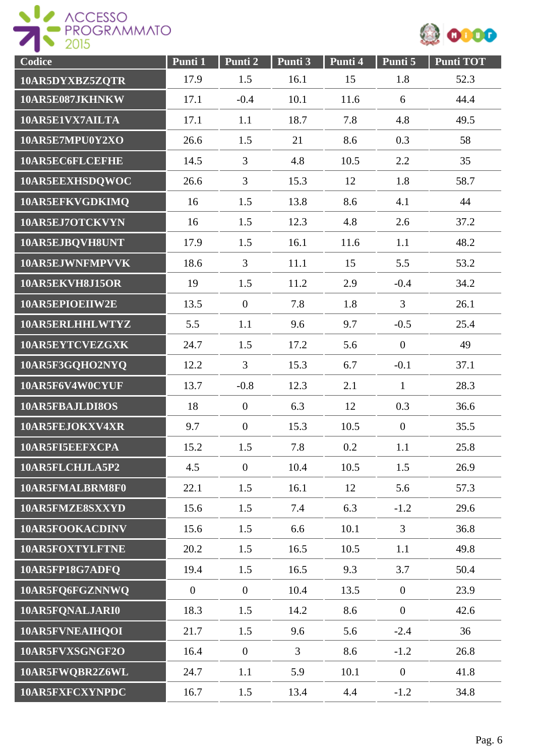| Codice | Punti 1 | Punti 2 | Punti 3 | Punti 4 | Punti 5 | Punti TOT |
|---|---|---|---|---|---|---|
| 10AR5DYXBZ5ZQTR | 17.9 | 1.5 | 16.1 | 15 | 1.8 | 52.3 |
| 10AR5E087JKHNKW | 17.1 | -0.4 | 10.1 | 11.6 | 6 | 44.4 |
| 10AR5E1VX7AILTA | 17.1 | 1.1 | 18.7 | 7.8 | 4.8 | 49.5 |
| 10AR5E7MPU0Y2XO | 26.6 | 1.5 | 21 | 8.6 | 0.3 | 58 |
| 10AR5EC6FLCEFHE | 14.5 | 3 | 4.8 | 10.5 | 2.2 | 35 |
| 10AR5EEXHSDQWOC | 26.6 | 3 | 15.3 | 12 | 1.8 | 58.7 |
| 10AR5EFKVGDKIMQ | 16 | 1.5 | 13.8 | 8.6 | 4.1 | 44 |
| 10AR5EJ7OTCKVYN | 16 | 1.5 | 12.3 | 4.8 | 2.6 | 37.2 |
| 10AR5EJBQVH8UNT | 17.9 | 1.5 | 16.1 | 11.6 | 1.1 | 48.2 |
| 10AR5EJWNFMPVVK | 18.6 | 3 | 11.1 | 15 | 5.5 | 53.2 |
| 10AR5EKVH8J15OR | 19 | 1.5 | 11.2 | 2.9 | -0.4 | 34.2 |
| 10AR5EPIOEIIW2E | 13.5 | 0 | 7.8 | 1.8 | 3 | 26.1 |
| 10AR5ERLHHLWTYZ | 5.5 | 1.1 | 9.6 | 9.7 | -0.5 | 25.4 |
| 10AR5EYTCVEZGXK | 24.7 | 1.5 | 17.2 | 5.6 | 0 | 49 |
| 10AR5F3GQHO2NYQ | 12.2 | 3 | 15.3 | 6.7 | -0.1 | 37.1 |
| 10AR5F6V4W0CYUF | 13.7 | -0.8 | 12.3 | 2.1 | 1 | 28.3 |
| 10AR5FBAJLDI8OS | 18 | 0 | 6.3 | 12 | 0.3 | 36.6 |
| 10AR5FEJOKXV4XR | 9.7 | 0 | 15.3 | 10.5 | 0 | 35.5 |
| 10AR5FI5EEFXCPA | 15.2 | 1.5 | 7.8 | 0.2 | 1.1 | 25.8 |
| 10AR5FLCHJLA5P2 | 4.5 | 0 | 10.4 | 10.5 | 1.5 | 26.9 |
| 10AR5FMALBRM8F0 | 22.1 | 1.5 | 16.1 | 12 | 5.6 | 57.3 |
| 10AR5FMZE8SXXYD | 15.6 | 1.5 | 7.4 | 6.3 | -1.2 | 29.6 |
| 10AR5FOOKACDINV | 15.6 | 1.5 | 6.6 | 10.1 | 3 | 36.8 |
| 10AR5FOXTYLFTNE | 20.2 | 1.5 | 16.5 | 10.5 | 1.1 | 49.8 |
| 10AR5FP18G7ADFQ | 19.4 | 1.5 | 16.5 | 9.3 | 3.7 | 50.4 |
| 10AR5FQ6FGZNNWQ | 0 | 0 | 10.4 | 13.5 | 0 | 23.9 |
| 10AR5FQNALJARI0 | 18.3 | 1.5 | 14.2 | 8.6 | 0 | 42.6 |
| 10AR5FVNEAIHQOI | 21.7 | 1.5 | 9.6 | 5.6 | -2.4 | 36 |
| 10AR5FVXSGNGF2O | 16.4 | 0 | 3 | 8.6 | -1.2 | 26.8 |
| 10AR5FWQBR2Z6WL | 24.7 | 1.1 | 5.9 | 10.1 | 0 | 41.8 |
| 10AR5FXFCXYNPDC | 16.7 | 1.5 | 13.4 | 4.4 | -1.2 | 34.8 |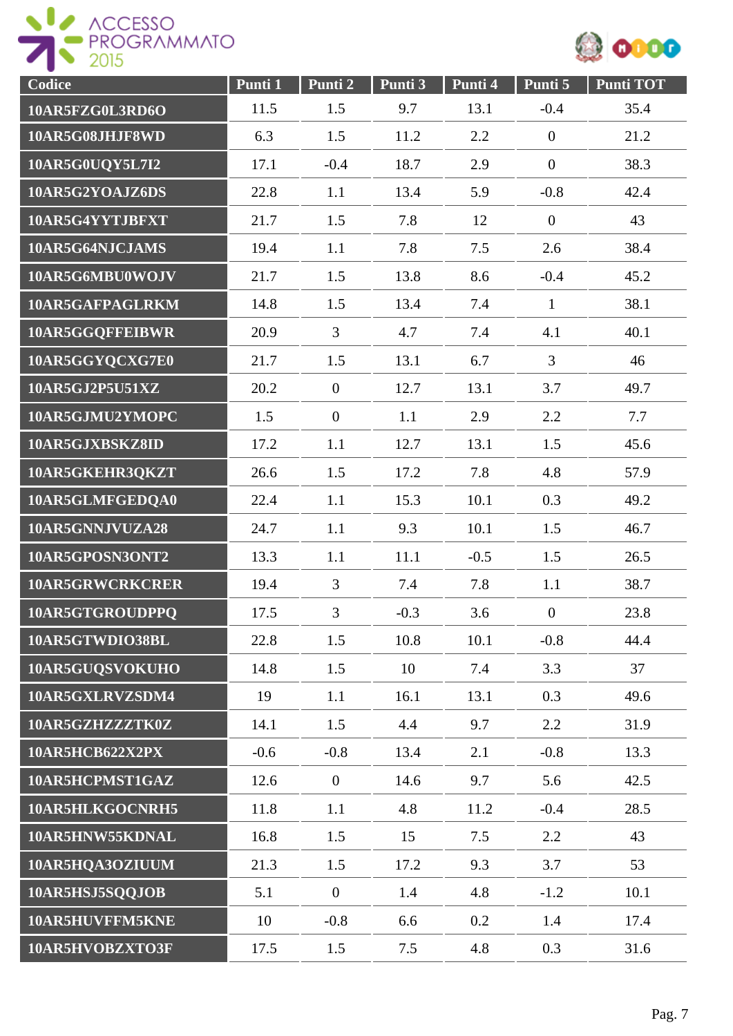| Codice | Punti 1 | Punti 2 | Punti 3 | Punti 4 | Punti 5 | Punti TOT |
|---|---|---|---|---|---|---|
| 10AR5FZG0L3RD6O | 11.5 | 1.5 | 9.7 | 13.1 | -0.4 | 35.4 |
| 10AR5G08JHJF8WD | 6.3 | 1.5 | 11.2 | 2.2 | 0 | 21.2 |
| 10AR5G0UQY5L7I2 | 17.1 | -0.4 | 18.7 | 2.9 | 0 | 38.3 |
| 10AR5G2YOAJZ6DS | 22.8 | 1.1 | 13.4 | 5.9 | -0.8 | 42.4 |
| 10AR5G4YYTJBFXT | 21.7 | 1.5 | 7.8 | 12 | 0 | 43 |
| 10AR5G64NJCJAMS | 19.4 | 1.1 | 7.8 | 7.5 | 2.6 | 38.4 |
| 10AR5G6MBU0WOJV | 21.7 | 1.5 | 13.8 | 8.6 | -0.4 | 45.2 |
| 10AR5GAFPAGLRKM | 14.8 | 1.5 | 13.4 | 7.4 | 1 | 38.1 |
| 10AR5GGQFFEIBWR | 20.9 | 3 | 4.7 | 7.4 | 4.1 | 40.1 |
| 10AR5GGYQCXG7E0 | 21.7 | 1.5 | 13.1 | 6.7 | 3 | 46 |
| 10AR5GJ2P5U51XZ | 20.2 | 0 | 12.7 | 13.1 | 3.7 | 49.7 |
| 10AR5GJMU2YMOPC | 1.5 | 0 | 1.1 | 2.9 | 2.2 | 7.7 |
| 10AR5GJXBSKZ8ID | 17.2 | 1.1 | 12.7 | 13.1 | 1.5 | 45.6 |
| 10AR5GKEHR3QKZT | 26.6 | 1.5 | 17.2 | 7.8 | 4.8 | 57.9 |
| 10AR5GLMFGEDQA0 | 22.4 | 1.1 | 15.3 | 10.1 | 0.3 | 49.2 |
| 10AR5GNNJVUZA28 | 24.7 | 1.1 | 9.3 | 10.1 | 1.5 | 46.7 |
| 10AR5GPOSN3ONT2 | 13.3 | 1.1 | 11.1 | -0.5 | 1.5 | 26.5 |
| 10AR5GRWCRKCRER | 19.4 | 3 | 7.4 | 7.8 | 1.1 | 38.7 |
| 10AR5GTGROUDPPQ | 17.5 | 3 | -0.3 | 3.6 | 0 | 23.8 |
| 10AR5GTWDIO38BL | 22.8 | 1.5 | 10.8 | 10.1 | -0.8 | 44.4 |
| 10AR5GUQSVOKUHO | 14.8 | 1.5 | 10 | 7.4 | 3.3 | 37 |
| 10AR5GXLRVZSDM4 | 19 | 1.1 | 16.1 | 13.1 | 0.3 | 49.6 |
| 10AR5GZHZZZTK0Z | 14.1 | 1.5 | 4.4 | 9.7 | 2.2 | 31.9 |
| 10AR5HCB622X2PX | -0.6 | -0.8 | 13.4 | 2.1 | -0.8 | 13.3 |
| 10AR5HCPMST1GAZ | 12.6 | 0 | 14.6 | 9.7 | 5.6 | 42.5 |
| 10AR5HLKGOCNRH5 | 11.8 | 1.1 | 4.8 | 11.2 | -0.4 | 28.5 |
| 10AR5HNW55KDNAL | 16.8 | 1.5 | 15 | 7.5 | 2.2 | 43 |
| 10AR5HQA3OZIUUM | 21.3 | 1.5 | 17.2 | 9.3 | 3.7 | 53 |
| 10AR5HSJ5SQQJOB | 5.1 | 0 | 1.4 | 4.8 | -1.2 | 10.1 |
| 10AR5HUVFFM5KNE | 10 | -0.8 | 6.6 | 0.2 | 1.4 | 17.4 |
| 10AR5HVOBZXTO3F | 17.5 | 1.5 | 7.5 | 4.8 | 0.3 | 31.6 |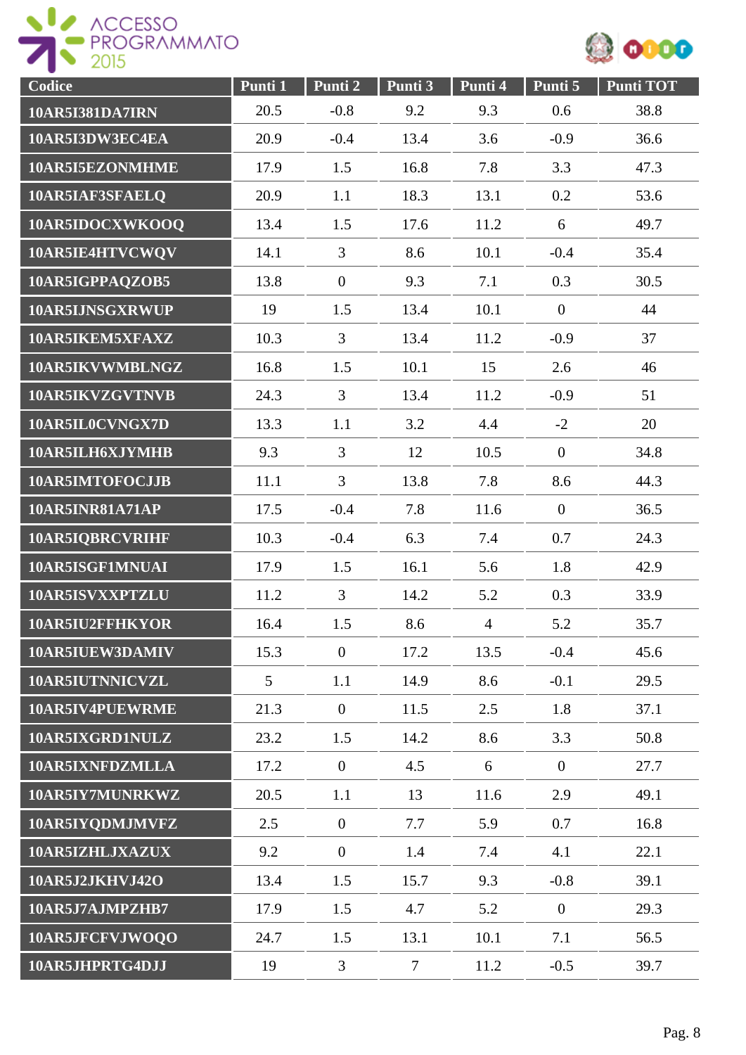| Codice | Punti 1 | Punti 2 | Punti 3 | Punti 4 | Punti 5 | Punti TOT |
|---|---|---|---|---|---|---|
| 10AR5I381DA7IRN | 20.5 | -0.8 | 9.2 | 9.3 | 0.6 | 38.8 |
| 10AR5I3DW3EC4EA | 20.9 | -0.4 | 13.4 | 3.6 | -0.9 | 36.6 |
| 10AR5I5EZONMHME | 17.9 | 1.5 | 16.8 | 7.8 | 3.3 | 47.3 |
| 10AR5IAF3SFAELQ | 20.9 | 1.1 | 18.3 | 13.1 | 0.2 | 53.6 |
| 10AR5IDOCXWKOOQ | 13.4 | 1.5 | 17.6 | 11.2 | 6 | 49.7 |
| 10AR5IE4HTVCWQV | 14.1 | 3 | 8.6 | 10.1 | -0.4 | 35.4 |
| 10AR5IGPPAQZOB5 | 13.8 | 0 | 9.3 | 7.1 | 0.3 | 30.5 |
| 10AR5IJNSGXRWUP | 19 | 1.5 | 13.4 | 10.1 | 0 | 44 |
| 10AR5IKEM5XFAXZ | 10.3 | 3 | 13.4 | 11.2 | -0.9 | 37 |
| 10AR5IKVWMBLNGZ | 16.8 | 1.5 | 10.1 | 15 | 2.6 | 46 |
| 10AR5IKVZGVTNVB | 24.3 | 3 | 13.4 | 11.2 | -0.9 | 51 |
| 10AR5IL0CVNGX7D | 13.3 | 1.1 | 3.2 | 4.4 | -2 | 20 |
| 10AR5ILH6XJYMHB | 9.3 | 3 | 12 | 10.5 | 0 | 34.8 |
| 10AR5IMTOFOCJJB | 11.1 | 3 | 13.8 | 7.8 | 8.6 | 44.3 |
| 10AR5INR81A71AP | 17.5 | -0.4 | 7.8 | 11.6 | 0 | 36.5 |
| 10AR5IQBRCVRIHF | 10.3 | -0.4 | 6.3 | 7.4 | 0.7 | 24.3 |
| 10AR5ISGF1MNUAI | 17.9 | 1.5 | 16.1 | 5.6 | 1.8 | 42.9 |
| 10AR5ISVXXPTZLU | 11.2 | 3 | 14.2 | 5.2 | 0.3 | 33.9 |
| 10AR5IU2FFHKYOR | 16.4 | 1.5 | 8.6 | 4 | 5.2 | 35.7 |
| 10AR5IUEW3DAMIV | 15.3 | 0 | 17.2 | 13.5 | -0.4 | 45.6 |
| 10AR5IUTNNICVZL | 5 | 1.1 | 14.9 | 8.6 | -0.1 | 29.5 |
| 10AR5IV4PUEWRME | 21.3 | 0 | 11.5 | 2.5 | 1.8 | 37.1 |
| 10AR5IXGRD1NULZ | 23.2 | 1.5 | 14.2 | 8.6 | 3.3 | 50.8 |
| 10AR5IXNFDZMLLA | 17.2 | 0 | 4.5 | 6 | 0 | 27.7 |
| 10AR5IY7MUNRKWZ | 20.5 | 1.1 | 13 | 11.6 | 2.9 | 49.1 |
| 10AR5IYQDMJMVFZ | 2.5 | 0 | 7.7 | 5.9 | 0.7 | 16.8 |
| 10AR5IZHLJXAZUX | 9.2 | 0 | 1.4 | 7.4 | 4.1 | 22.1 |
| 10AR5J2JKHVJ42O | 13.4 | 1.5 | 15.7 | 9.3 | -0.8 | 39.1 |
| 10AR5J7AJMPZHB7 | 17.9 | 1.5 | 4.7 | 5.2 | 0 | 29.3 |
| 10AR5JFCFVJWOQO | 24.7 | 1.5 | 13.1 | 10.1 | 7.1 | 56.5 |
| 10AR5JHPRTG4DJJ | 19 | 3 | 7 | 11.2 | -0.5 | 39.7 |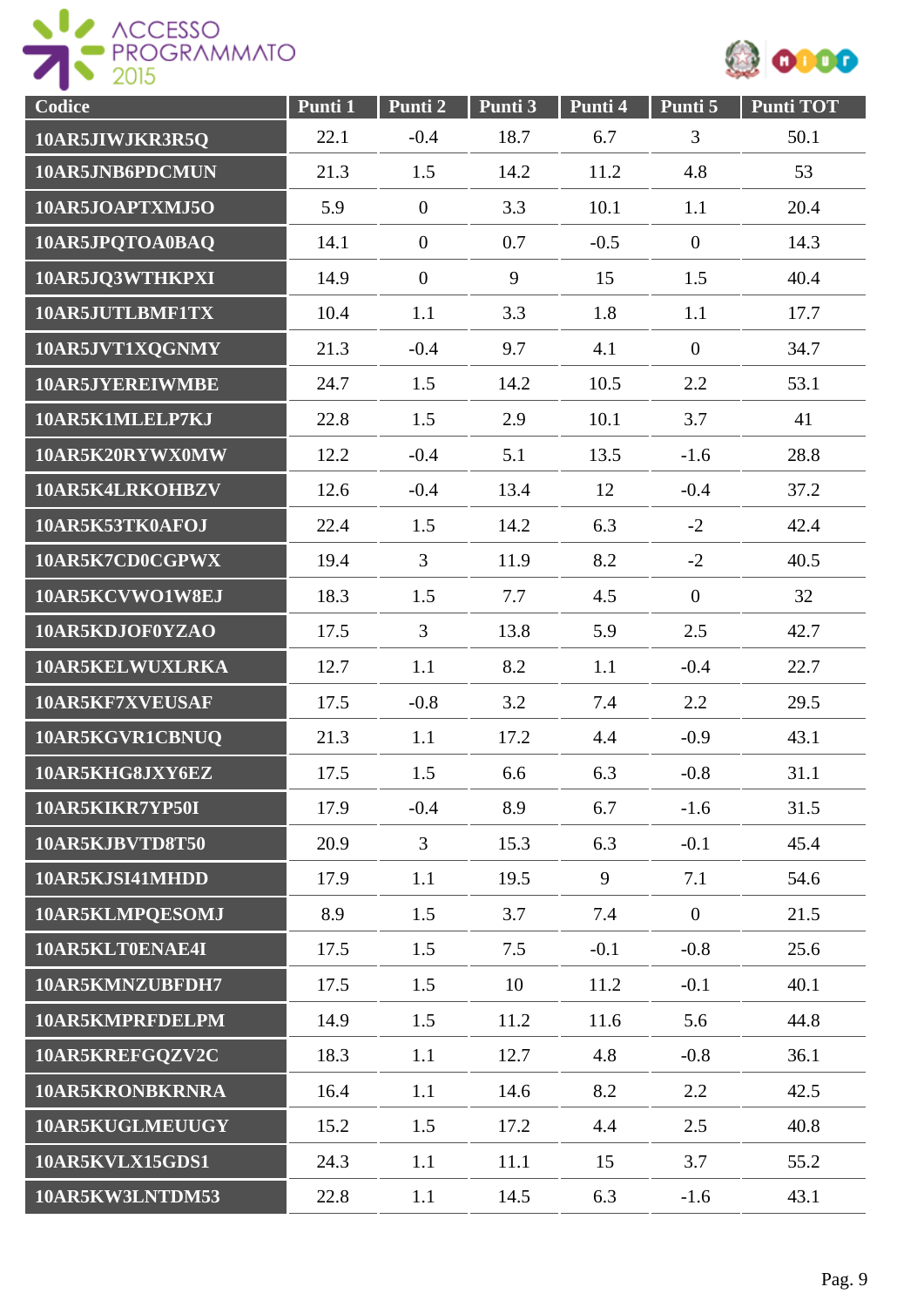| Codice | Punti 1 | Punti 2 | Punti 3 | Punti 4 | Punti 5 | Punti TOT |
|---|---|---|---|---|---|---|
| 10AR5JIWJKR3R5Q | 22.1 | -0.4 | 18.7 | 6.7 | 3 | 50.1 |
| 10AR5JNB6PDCMUN | 21.3 | 1.5 | 14.2 | 11.2 | 4.8 | 53 |
| 10AR5JOAPTXMJ5O | 5.9 | 0 | 3.3 | 10.1 | 1.1 | 20.4 |
| 10AR5JPQTOA0BAQ | 14.1 | 0 | 0.7 | -0.5 | 0 | 14.3 |
| 10AR5JQ3WTHKPXI | 14.9 | 0 | 9 | 15 | 1.5 | 40.4 |
| 10AR5JUTLBMF1TX | 10.4 | 1.1 | 3.3 | 1.8 | 1.1 | 17.7 |
| 10AR5JVT1XQGNMY | 21.3 | -0.4 | 9.7 | 4.1 | 0 | 34.7 |
| 10AR5JYEREIWMBE | 24.7 | 1.5 | 14.2 | 10.5 | 2.2 | 53.1 |
| 10AR5K1MLELP7KJ | 22.8 | 1.5 | 2.9 | 10.1 | 3.7 | 41 |
| 10AR5K20RYWX0MW | 12.2 | -0.4 | 5.1 | 13.5 | -1.6 | 28.8 |
| 10AR5K4LRKOHBZV | 12.6 | -0.4 | 13.4 | 12 | -0.4 | 37.2 |
| 10AR5K53TK0AFOJ | 22.4 | 1.5 | 14.2 | 6.3 | -2 | 42.4 |
| 10AR5K7CD0CGPWX | 19.4 | 3 | 11.9 | 8.2 | -2 | 40.5 |
| 10AR5KCVWO1W8EJ | 18.3 | 1.5 | 7.7 | 4.5 | 0 | 32 |
| 10AR5KDJOF0YZAO | 17.5 | 3 | 13.8 | 5.9 | 2.5 | 42.7 |
| 10AR5KELWUXLRKA | 12.7 | 1.1 | 8.2 | 1.1 | -0.4 | 22.7 |
| 10AR5KF7XVEUSAF | 17.5 | -0.8 | 3.2 | 7.4 | 2.2 | 29.5 |
| 10AR5KGVR1CBNUQ | 21.3 | 1.1 | 17.2 | 4.4 | -0.9 | 43.1 |
| 10AR5KHG8JXY6EZ | 17.5 | 1.5 | 6.6 | 6.3 | -0.8 | 31.1 |
| 10AR5KIKR7YP50I | 17.9 | -0.4 | 8.9 | 6.7 | -1.6 | 31.5 |
| 10AR5KJBVTD8T50 | 20.9 | 3 | 15.3 | 6.3 | -0.1 | 45.4 |
| 10AR5KJSI41MHDD | 17.9 | 1.1 | 19.5 | 9 | 7.1 | 54.6 |
| 10AR5KLMPQESOMJ | 8.9 | 1.5 | 3.7 | 7.4 | 0 | 21.5 |
| 10AR5KLT0ENAE4I | 17.5 | 1.5 | 7.5 | -0.1 | -0.8 | 25.6 |
| 10AR5KMNZUBFDH7 | 17.5 | 1.5 | 10 | 11.2 | -0.1 | 40.1 |
| 10AR5KMPRFDELPM | 14.9 | 1.5 | 11.2 | 11.6 | 5.6 | 44.8 |
| 10AR5KREFGQZV2C | 18.3 | 1.1 | 12.7 | 4.8 | -0.8 | 36.1 |
| 10AR5KRONBKRNRA | 16.4 | 1.1 | 14.6 | 8.2 | 2.2 | 42.5 |
| 10AR5KUGLMEUUGY | 15.2 | 1.5 | 17.2 | 4.4 | 2.5 | 40.8 |
| 10AR5KVLX15GDS1 | 24.3 | 1.1 | 11.1 | 15 | 3.7 | 55.2 |
| 10AR5KW3LNTDM53 | 22.8 | 1.1 | 14.5 | 6.3 | -1.6 | 43.1 |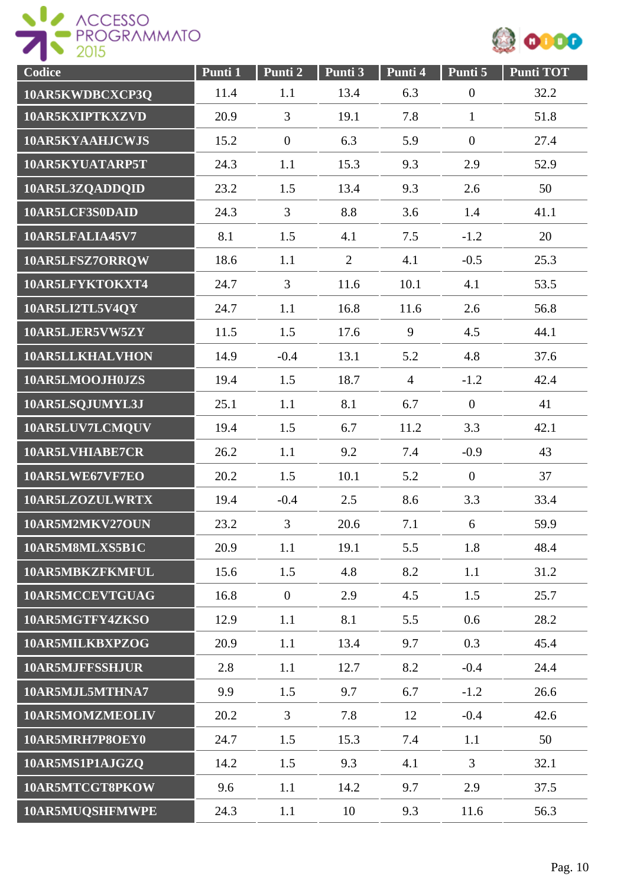| Codice | Punti 1 | Punti 2 | Punti 3 | Punti 4 | Punti 5 | Punti TOT |
|---|---|---|---|---|---|---|
| 10AR5KWDBCXCP3Q | 11.4 | 1.1 | 13.4 | 6.3 | 0 | 32.2 |
| 10AR5KXIPTKXZVD | 20.9 | 3 | 19.1 | 7.8 | 1 | 51.8 |
| 10AR5KYAAHJCWJS | 15.2 | 0 | 6.3 | 5.9 | 0 | 27.4 |
| 10AR5KYUATARP5T | 24.3 | 1.1 | 15.3 | 9.3 | 2.9 | 52.9 |
| 10AR5L3ZQADDQID | 23.2 | 1.5 | 13.4 | 9.3 | 2.6 | 50 |
| 10AR5LCF3S0DAID | 24.3 | 3 | 8.8 | 3.6 | 1.4 | 41.1 |
| 10AR5LFALIA45V7 | 8.1 | 1.5 | 4.1 | 7.5 | -1.2 | 20 |
| 10AR5LFSZ7ORRQW | 18.6 | 1.1 | 2 | 4.1 | -0.5 | 25.3 |
| 10AR5LFYKTOKXT4 | 24.7 | 3 | 11.6 | 10.1 | 4.1 | 53.5 |
| 10AR5LI2TL5V4QY | 24.7 | 1.1 | 16.8 | 11.6 | 2.6 | 56.8 |
| 10AR5LJER5VW5ZY | 11.5 | 1.5 | 17.6 | 9 | 4.5 | 44.1 |
| 10AR5LLKHALVHON | 14.9 | -0.4 | 13.1 | 5.2 | 4.8 | 37.6 |
| 10AR5LMOOJH0JZS | 19.4 | 1.5 | 18.7 | 4 | -1.2 | 42.4 |
| 10AR5LSQJUMYL3J | 25.1 | 1.1 | 8.1 | 6.7 | 0 | 41 |
| 10AR5LUV7LCMQUV | 19.4 | 1.5 | 6.7 | 11.2 | 3.3 | 42.1 |
| 10AR5LVHIABE7CR | 26.2 | 1.1 | 9.2 | 7.4 | -0.9 | 43 |
| 10AR5LWE67VF7EO | 20.2 | 1.5 | 10.1 | 5.2 | 0 | 37 |
| 10AR5LZOZULWRTX | 19.4 | -0.4 | 2.5 | 8.6 | 3.3 | 33.4 |
| 10AR5M2MKV27OUN | 23.2 | 3 | 20.6 | 7.1 | 6 | 59.9 |
| 10AR5M8MLXS5B1C | 20.9 | 1.1 | 19.1 | 5.5 | 1.8 | 48.4 |
| 10AR5MBKZFKMFUL | 15.6 | 1.5 | 4.8 | 8.2 | 1.1 | 31.2 |
| 10AR5MCCEVTGUAG | 16.8 | 0 | 2.9 | 4.5 | 1.5 | 25.7 |
| 10AR5MGTFY4ZKSO | 12.9 | 1.1 | 8.1 | 5.5 | 0.6 | 28.2 |
| 10AR5MILKBXPZOG | 20.9 | 1.1 | 13.4 | 9.7 | 0.3 | 45.4 |
| 10AR5MJFFSSHJUR | 2.8 | 1.1 | 12.7 | 8.2 | -0.4 | 24.4 |
| 10AR5MJL5MTHNA7 | 9.9 | 1.5 | 9.7 | 6.7 | -1.2 | 26.6 |
| 10AR5MOMZMEOLIV | 20.2 | 3 | 7.8 | 12 | -0.4 | 42.6 |
| 10AR5MRH7P8OEY0 | 24.7 | 1.5 | 15.3 | 7.4 | 1.1 | 50 |
| 10AR5MS1P1AJGZQ | 14.2 | 1.5 | 9.3 | 4.1 | 3 | 32.1 |
| 10AR5MTCGT8PKOW | 9.6 | 1.1 | 14.2 | 9.7 | 2.9 | 37.5 |
| 10AR5MUQSHFMWPE | 24.3 | 1.1 | 10 | 9.3 | 11.6 | 56.3 |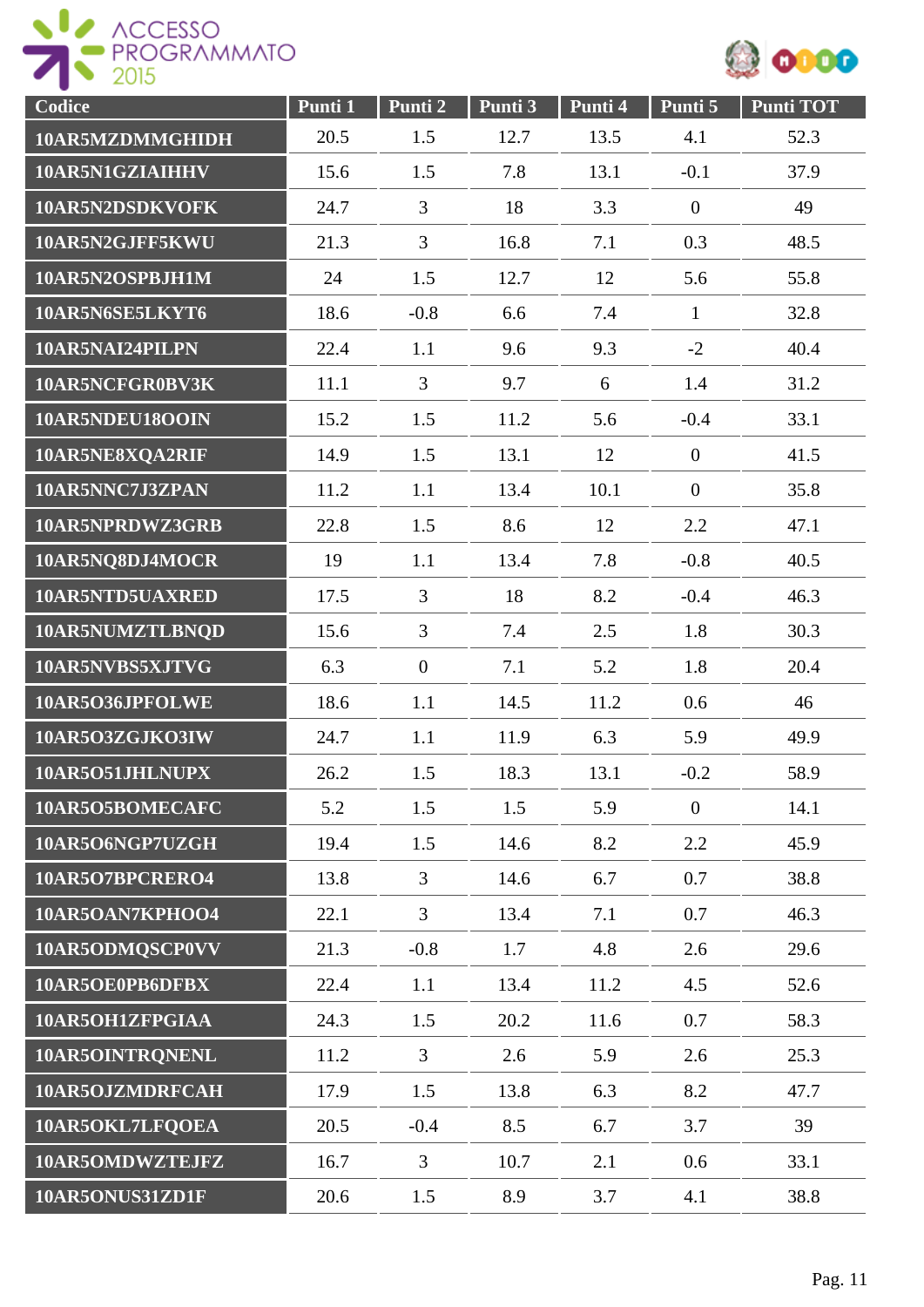| Codice | Punti 1 | Punti 2 | Punti 3 | Punti 4 | Punti 5 | Punti TOT |
| --- | --- | --- | --- | --- | --- | --- |
| 10AR5MZDMMGHIDH | 20.5 | 1.5 | 12.7 | 13.5 | 4.1 | 52.3 |
| 10AR5N1GZIAIHHV | 15.6 | 1.5 | 7.8 | 13.1 | -0.1 | 37.9 |
| 10AR5N2DSDKVOFK | 24.7 | 3 | 18 | 3.3 | 0 | 49 |
| 10AR5N2GJFF5KWU | 21.3 | 3 | 16.8 | 7.1 | 0.3 | 48.5 |
| 10AR5N2OSPBJH1M | 24 | 1.5 | 12.7 | 12 | 5.6 | 55.8 |
| 10AR5N6SE5LKYT6 | 18.6 | -0.8 | 6.6 | 7.4 | 1 | 32.8 |
| 10AR5NAI24PILPN | 22.4 | 1.1 | 9.6 | 9.3 | -2 | 40.4 |
| 10AR5NCFGR0BV3K | 11.1 | 3 | 9.7 | 6 | 1.4 | 31.2 |
| 10AR5NDEU18OOIN | 15.2 | 1.5 | 11.2 | 5.6 | -0.4 | 33.1 |
| 10AR5NE8XQA2RIF | 14.9 | 1.5 | 13.1 | 12 | 0 | 41.5 |
| 10AR5NNC7J3ZPAN | 11.2 | 1.1 | 13.4 | 10.1 | 0 | 35.8 |
| 10AR5NPRDWZ3GRB | 22.8 | 1.5 | 8.6 | 12 | 2.2 | 47.1 |
| 10AR5NQ8DJ4MOCR | 19 | 1.1 | 13.4 | 7.8 | -0.8 | 40.5 |
| 10AR5NTD5UAXRED | 17.5 | 3 | 18 | 8.2 | -0.4 | 46.3 |
| 10AR5NUMZTLBNQD | 15.6 | 3 | 7.4 | 2.5 | 1.8 | 30.3 |
| 10AR5NVBS5XJTVG | 6.3 | 0 | 7.1 | 5.2 | 1.8 | 20.4 |
| 10AR5O36JPFOLWE | 18.6 | 1.1 | 14.5 | 11.2 | 0.6 | 46 |
| 10AR5O3ZGJKO3IW | 24.7 | 1.1 | 11.9 | 6.3 | 5.9 | 49.9 |
| 10AR5O51JHLNUPX | 26.2 | 1.5 | 18.3 | 13.1 | -0.2 | 58.9 |
| 10AR5O5BOMECAFC | 5.2 | 1.5 | 1.5 | 5.9 | 0 | 14.1 |
| 10AR5O6NGP7UZGH | 19.4 | 1.5 | 14.6 | 8.2 | 2.2 | 45.9 |
| 10AR5O7BPCRERO4 | 13.8 | 3 | 14.6 | 6.7 | 0.7 | 38.8 |
| 10AR5OAN7KPHOO4 | 22.1 | 3 | 13.4 | 7.1 | 0.7 | 46.3 |
| 10AR5ODMQSCP0VV | 21.3 | -0.8 | 1.7 | 4.8 | 2.6 | 29.6 |
| 10AR5OE0PB6DFBX | 22.4 | 1.1 | 13.4 | 11.2 | 4.5 | 52.6 |
| 10AR5OH1ZFPGIAA | 24.3 | 1.5 | 20.2 | 11.6 | 0.7 | 58.3 |
| 10AR5OINTRQNENL | 11.2 | 3 | 2.6 | 5.9 | 2.6 | 25.3 |
| 10AR5OJZMDRFCAH | 17.9 | 1.5 | 13.8 | 6.3 | 8.2 | 47.7 |
| 10AR5OKL7LFQOEA | 20.5 | -0.4 | 8.5 | 6.7 | 3.7 | 39 |
| 10AR5OMDWZTEJFZ | 16.7 | 3 | 10.7 | 2.1 | 0.6 | 33.1 |
| 10AR5ONUS31ZD1F | 20.6 | 1.5 | 8.9 | 3.7 | 4.1 | 38.8 |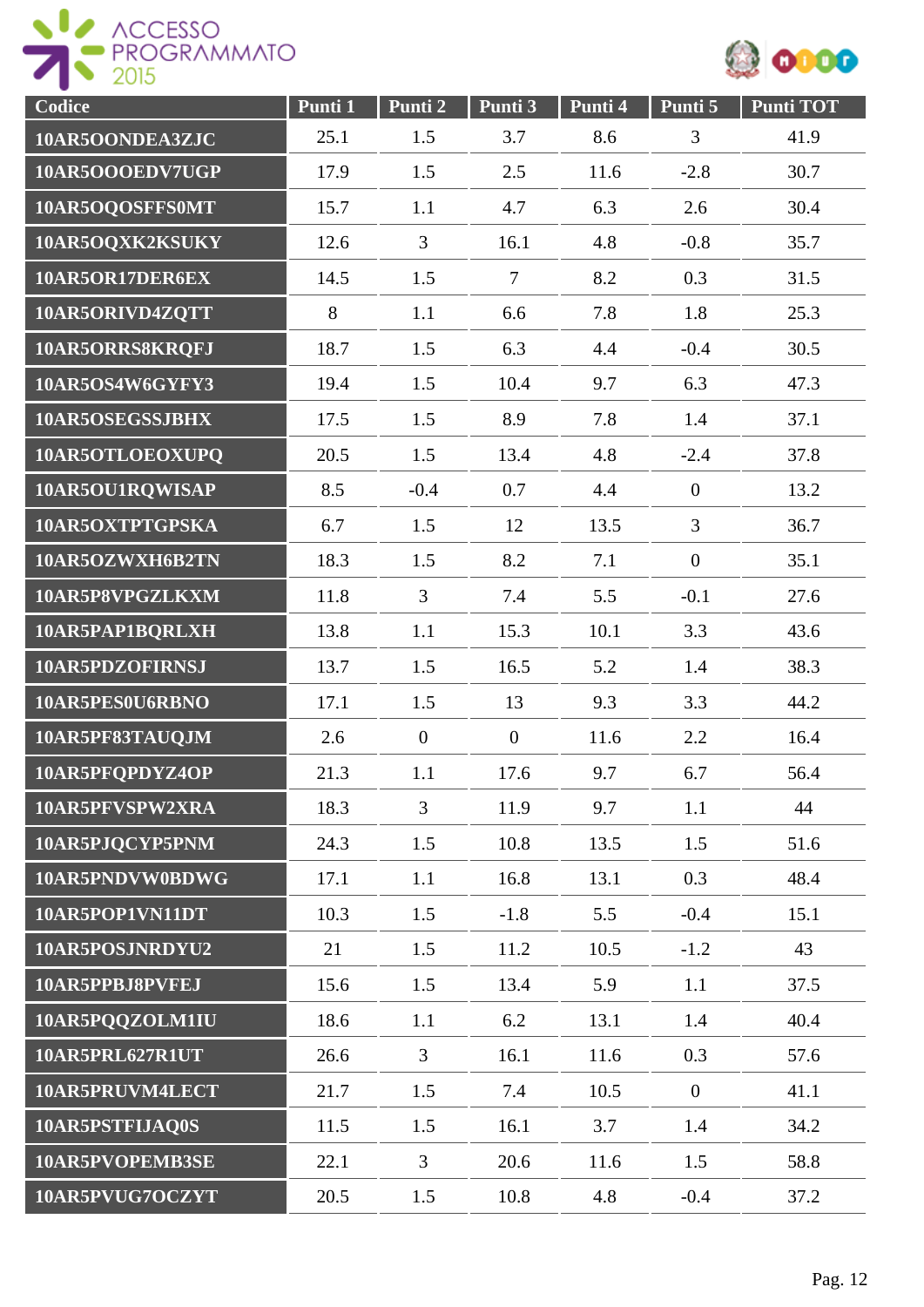| Codice | Punti 1 | Punti 2 | Punti 3 | Punti 4 | Punti 5 | Punti TOT |
|---|---|---|---|---|---|---|
| 10AR5OONDEA3ZJC | 25.1 | 1.5 | 3.7 | 8.6 | 3 | 41.9 |
| 10AR5OOOEDV7UGP | 17.9 | 1.5 | 2.5 | 11.6 | -2.8 | 30.7 |
| 10AR5OQOSFFS0MT | 15.7 | 1.1 | 4.7 | 6.3 | 2.6 | 30.4 |
| 10AR5OQXK2KSUKY | 12.6 | 3 | 16.1 | 4.8 | -0.8 | 35.7 |
| 10AR5OR17DER6EX | 14.5 | 1.5 | 7 | 8.2 | 0.3 | 31.5 |
| 10AR5ORIVD4ZQTT | 8 | 1.1 | 6.6 | 7.8 | 1.8 | 25.3 |
| 10AR5ORRS8KRQFJ | 18.7 | 1.5 | 6.3 | 4.4 | -0.4 | 30.5 |
| 10AR5OS4W6GYFY3 | 19.4 | 1.5 | 10.4 | 9.7 | 6.3 | 47.3 |
| 10AR5OSEGSSJBHX | 17.5 | 1.5 | 8.9 | 7.8 | 1.4 | 37.1 |
| 10AR5OTLOEOXUPQ | 20.5 | 1.5 | 13.4 | 4.8 | -2.4 | 37.8 |
| 10AR5OU1RQWISAP | 8.5 | -0.4 | 0.7 | 4.4 | 0 | 13.2 |
| 10AR5OXTPTGPSKA | 6.7 | 1.5 | 12 | 13.5 | 3 | 36.7 |
| 10AR5OZWXH6B2TN | 18.3 | 1.5 | 8.2 | 7.1 | 0 | 35.1 |
| 10AR5P8VPGZLKXM | 11.8 | 3 | 7.4 | 5.5 | -0.1 | 27.6 |
| 10AR5PAP1BQRLXH | 13.8 | 1.1 | 15.3 | 10.1 | 3.3 | 43.6 |
| 10AR5PDZOFIRNSJ | 13.7 | 1.5 | 16.5 | 5.2 | 1.4 | 38.3 |
| 10AR5PES0U6RBNO | 17.1 | 1.5 | 13 | 9.3 | 3.3 | 44.2 |
| 10AR5PF83TAUQJM | 2.6 | 0 | 0 | 11.6 | 2.2 | 16.4 |
| 10AR5PFQPDYZ4OP | 21.3 | 1.1 | 17.6 | 9.7 | 6.7 | 56.4 |
| 10AR5PFVSPW2XRA | 18.3 | 3 | 11.9 | 9.7 | 1.1 | 44 |
| 10AR5PJQCYP5PNM | 24.3 | 1.5 | 10.8 | 13.5 | 1.5 | 51.6 |
| 10AR5PNDVW0BDWG | 17.1 | 1.1 | 16.8 | 13.1 | 0.3 | 48.4 |
| 10AR5POP1VN11DT | 10.3 | 1.5 | -1.8 | 5.5 | -0.4 | 15.1 |
| 10AR5POSJNRDYU2 | 21 | 1.5 | 11.2 | 10.5 | -1.2 | 43 |
| 10AR5PPBJ8PVFEJ | 15.6 | 1.5 | 13.4 | 5.9 | 1.1 | 37.5 |
| 10AR5PQQZOLM1IU | 18.6 | 1.1 | 6.2 | 13.1 | 1.4 | 40.4 |
| 10AR5PRL627R1UT | 26.6 | 3 | 16.1 | 11.6 | 0.3 | 57.6 |
| 10AR5PRUVM4LECT | 21.7 | 1.5 | 7.4 | 10.5 | 0 | 41.1 |
| 10AR5PSTFIJAQ0S | 11.5 | 1.5 | 16.1 | 3.7 | 1.4 | 34.2 |
| 10AR5PVOPEMB3SE | 22.1 | 3 | 20.6 | 11.6 | 1.5 | 58.8 |
| 10AR5PVUG7OCZYT | 20.5 | 1.5 | 10.8 | 4.8 | -0.4 | 37.2 |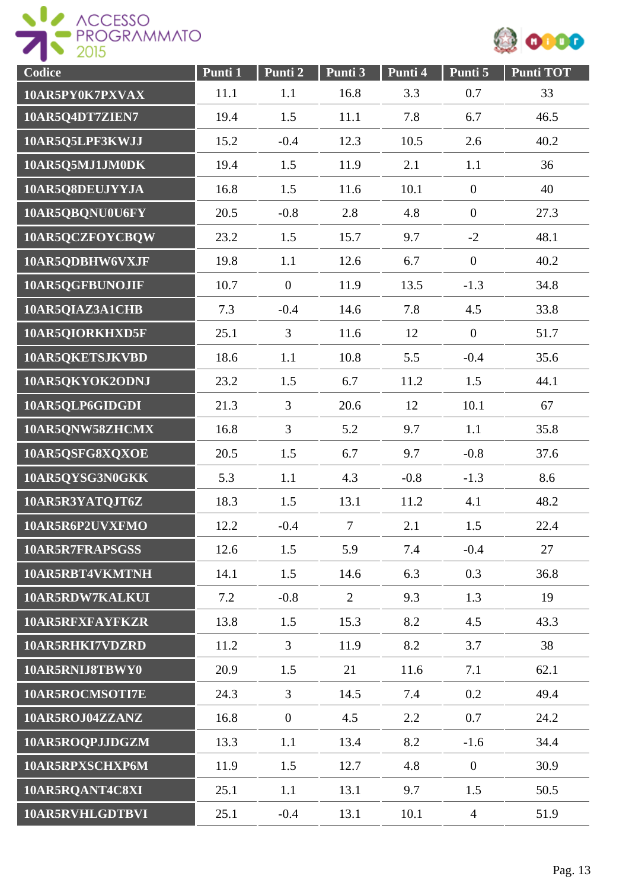| Codice | Punti 1 | Punti 2 | Punti 3 | Punti 4 | Punti 5 | Punti TOT |
|---|---|---|---|---|---|---|
| 10AR5PY0K7PXVAX | 11.1 | 1.1 | 16.8 | 3.3 | 0.7 | 33 |
| 10AR5Q4DT7ZIEN7 | 19.4 | 1.5 | 11.1 | 7.8 | 6.7 | 46.5 |
| 10AR5Q5LPF3KWJJ | 15.2 | -0.4 | 12.3 | 10.5 | 2.6 | 40.2 |
| 10AR5Q5MJ1JM0DK | 19.4 | 1.5 | 11.9 | 2.1 | 1.1 | 36 |
| 10AR5Q8DEUJYYJA | 16.8 | 1.5 | 11.6 | 10.1 | 0 | 40 |
| 10AR5QBQNU0U6FY | 20.5 | -0.8 | 2.8 | 4.8 | 0 | 27.3 |
| 10AR5QCZFOYCBQW | 23.2 | 1.5 | 15.7 | 9.7 | -2 | 48.1 |
| 10AR5QDBHW6VXJF | 19.8 | 1.1 | 12.6 | 6.7 | 0 | 40.2 |
| 10AR5QGFBUNOJIF | 10.7 | 0 | 11.9 | 13.5 | -1.3 | 34.8 |
| 10AR5QIAZ3A1CHB | 7.3 | -0.4 | 14.6 | 7.8 | 4.5 | 33.8 |
| 10AR5QIORKHXD5F | 25.1 | 3 | 11.6 | 12 | 0 | 51.7 |
| 10AR5QKETSJKVBD | 18.6 | 1.1 | 10.8 | 5.5 | -0.4 | 35.6 |
| 10AR5QKYOK2ODNJ | 23.2 | 1.5 | 6.7 | 11.2 | 1.5 | 44.1 |
| 10AR5QLP6GIDGDI | 21.3 | 3 | 20.6 | 12 | 10.1 | 67 |
| 10AR5QNW58ZHCMX | 16.8 | 3 | 5.2 | 9.7 | 1.1 | 35.8 |
| 10AR5QSFG8XQXOE | 20.5 | 1.5 | 6.7 | 9.7 | -0.8 | 37.6 |
| 10AR5QYSG3N0GKK | 5.3 | 1.1 | 4.3 | -0.8 | -1.3 | 8.6 |
| 10AR5R3YATQJT6Z | 18.3 | 1.5 | 13.1 | 11.2 | 4.1 | 48.2 |
| 10AR5R6P2UVXFMO | 12.2 | -0.4 | 7 | 2.1 | 1.5 | 22.4 |
| 10AR5R7FRAPSGSS | 12.6 | 1.5 | 5.9 | 7.4 | -0.4 | 27 |
| 10AR5RBT4VKMTNH | 14.1 | 1.5 | 14.6 | 6.3 | 0.3 | 36.8 |
| 10AR5RDW7KALKUI | 7.2 | -0.8 | 2 | 9.3 | 1.3 | 19 |
| 10AR5RFXFAYFKZR | 13.8 | 1.5 | 15.3 | 8.2 | 4.5 | 43.3 |
| 10AR5RHKI7VDZRD | 11.2 | 3 | 11.9 | 8.2 | 3.7 | 38 |
| 10AR5RNIJ8TBWY0 | 20.9 | 1.5 | 21 | 11.6 | 7.1 | 62.1 |
| 10AR5ROCMSOTI7E | 24.3 | 3 | 14.5 | 7.4 | 0.2 | 49.4 |
| 10AR5ROJ04ZZANZ | 16.8 | 0 | 4.5 | 2.2 | 0.7 | 24.2 |
| 10AR5ROQPJJDGZM | 13.3 | 1.1 | 13.4 | 8.2 | -1.6 | 34.4 |
| 10AR5RPXSCHXP6M | 11.9 | 1.5 | 12.7 | 4.8 | 0 | 30.9 |
| 10AR5RQANT4C8XI | 25.1 | 1.1 | 13.1 | 9.7 | 1.5 | 50.5 |
| 10AR5RVHLGDTBVI | 25.1 | -0.4 | 13.1 | 10.1 | 4 | 51.9 |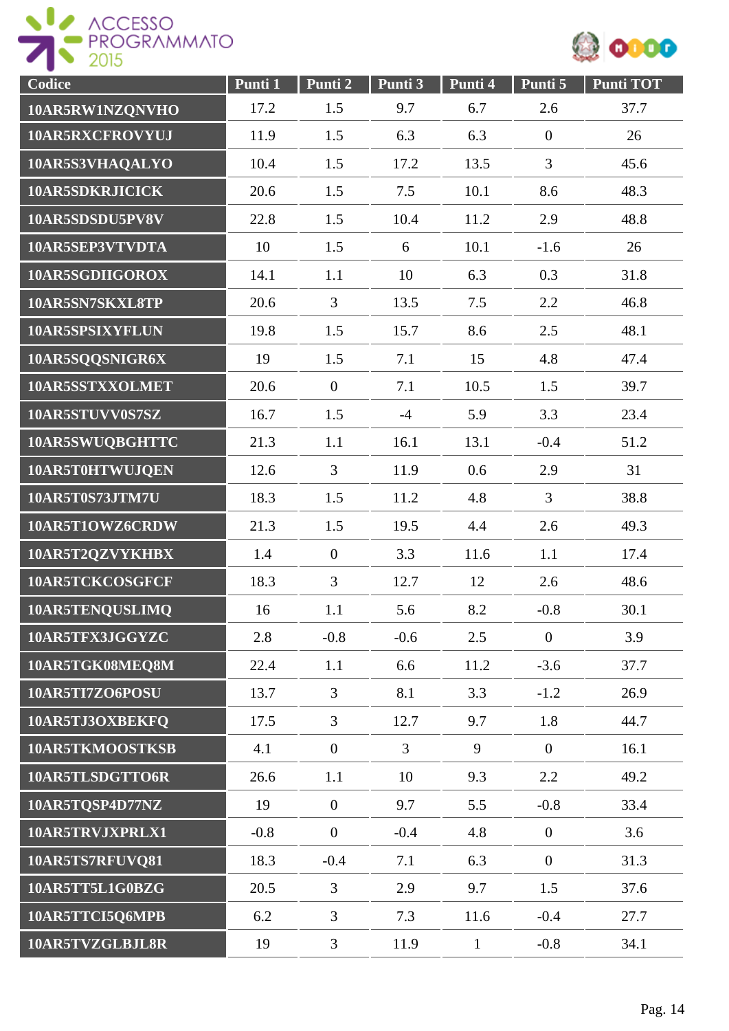| Codice | Punti 1 | Punti 2 | Punti 3 | Punti 4 | Punti 5 | Punti TOT |
|---|---|---|---|---|---|---|
| 10AR5RW1NZQNVHO | 17.2 | 1.5 | 9.7 | 6.7 | 2.6 | 37.7 |
| 10AR5RXCFROVYUJ | 11.9 | 1.5 | 6.3 | 6.3 | 0 | 26 |
| 10AR5S3VHAQALYO | 10.4 | 1.5 | 17.2 | 13.5 | 3 | 45.6 |
| 10AR5SDKRJICICK | 20.6 | 1.5 | 7.5 | 10.1 | 8.6 | 48.3 |
| 10AR5SDSDU5PV8V | 22.8 | 1.5 | 10.4 | 11.2 | 2.9 | 48.8 |
| 10AR5SEP3VTVDTA | 10 | 1.5 | 6 | 10.1 | -1.6 | 26 |
| 10AR5SGDIIGOROX | 14.1 | 1.1 | 10 | 6.3 | 0.3 | 31.8 |
| 10AR5SN7SKXL8TP | 20.6 | 3 | 13.5 | 7.5 | 2.2 | 46.8 |
| 10AR5SPSIXYFLUN | 19.8 | 1.5 | 15.7 | 8.6 | 2.5 | 48.1 |
| 10AR5SQQSNIGR6X | 19 | 1.5 | 7.1 | 15 | 4.8 | 47.4 |
| 10AR5SSTXXOLMET | 20.6 | 0 | 7.1 | 10.5 | 1.5 | 39.7 |
| 10AR5STUVV0S7SZ | 16.7 | 1.5 | -4 | 5.9 | 3.3 | 23.4 |
| 10AR5SWUQBGHTTC | 21.3 | 1.1 | 16.1 | 13.1 | -0.4 | 51.2 |
| 10AR5T0HTWUJQEN | 12.6 | 3 | 11.9 | 0.6 | 2.9 | 31 |
| 10AR5T0S73JTM7U | 18.3 | 1.5 | 11.2 | 4.8 | 3 | 38.8 |
| 10AR5T1OWZ6CRDW | 21.3 | 1.5 | 19.5 | 4.4 | 2.6 | 49.3 |
| 10AR5T2QZVYKHBX | 1.4 | 0 | 3.3 | 11.6 | 1.1 | 17.4 |
| 10AR5TCKCOSGFCF | 18.3 | 3 | 12.7 | 12 | 2.6 | 48.6 |
| 10AR5TENQUSLIMQ | 16 | 1.1 | 5.6 | 8.2 | -0.8 | 30.1 |
| 10AR5TFX3JGGYZC | 2.8 | -0.8 | -0.6 | 2.5 | 0 | 3.9 |
| 10AR5TGK08MEQ8M | 22.4 | 1.1 | 6.6 | 11.2 | -3.6 | 37.7 |
| 10AR5TI7ZO6POSU | 13.7 | 3 | 8.1 | 3.3 | -1.2 | 26.9 |
| 10AR5TJ3OXBEKFQ | 17.5 | 3 | 12.7 | 9.7 | 1.8 | 44.7 |
| 10AR5TKMOOSTKSB | 4.1 | 0 | 3 | 9 | 0 | 16.1 |
| 10AR5TLSDGTTO6R | 26.6 | 1.1 | 10 | 9.3 | 2.2 | 49.2 |
| 10AR5TQSP4D77NZ | 19 | 0 | 9.7 | 5.5 | -0.8 | 33.4 |
| 10AR5TRVJXPRLX1 | -0.8 | 0 | -0.4 | 4.8 | 0 | 3.6 |
| 10AR5TS7RFUVQ81 | 18.3 | -0.4 | 7.1 | 6.3 | 0 | 31.3 |
| 10AR5TT5L1G0BZG | 20.5 | 3 | 2.9 | 9.7 | 1.5 | 37.6 |
| 10AR5TTCI5Q6MPB | 6.2 | 3 | 7.3 | 11.6 | -0.4 | 27.7 |
| 10AR5TVZGLBJL8R | 19 | 3 | 11.9 | 1 | -0.8 | 34.1 |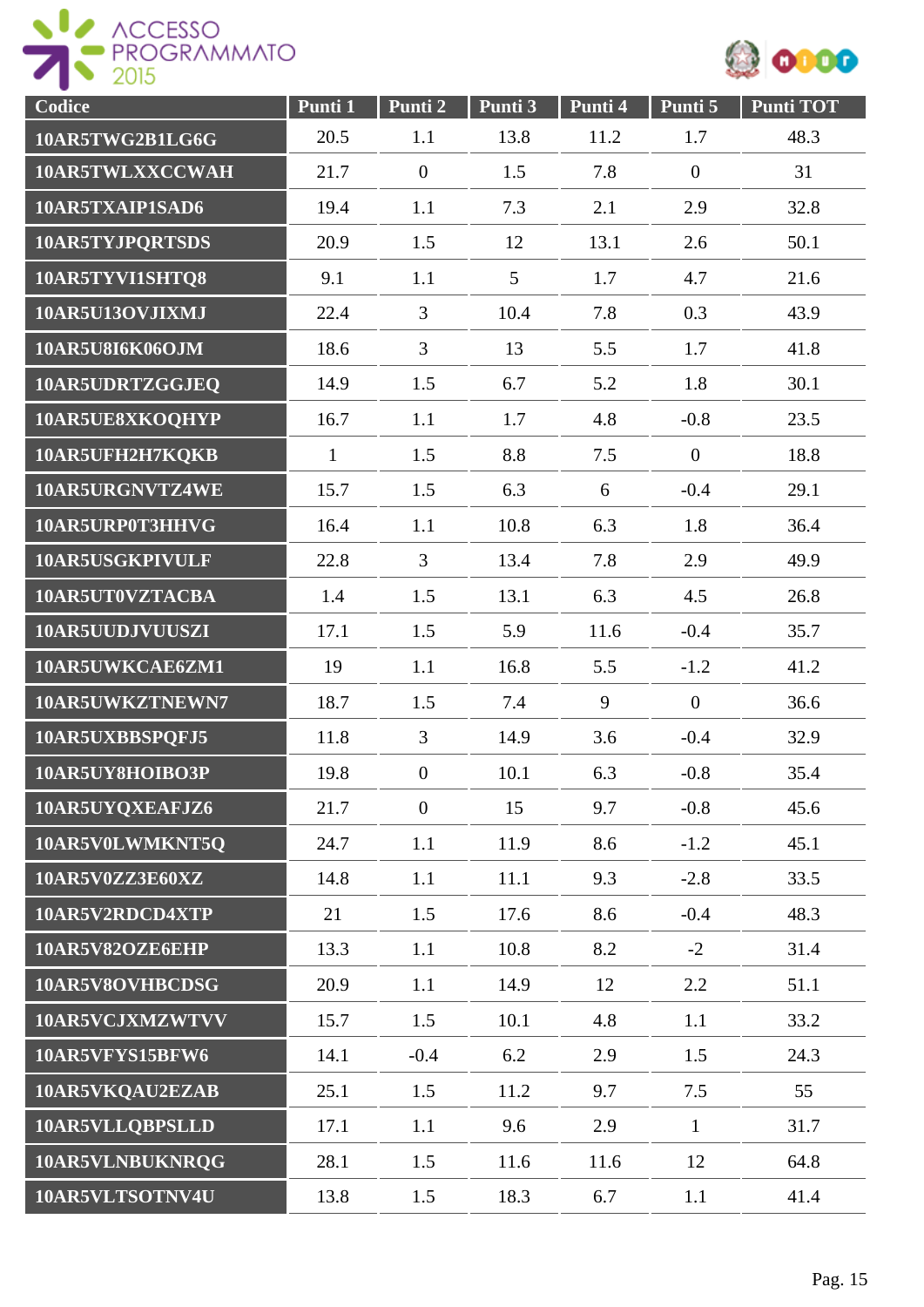| Codice | Punti 1 | Punti 2 | Punti 3 | Punti 4 | Punti 5 | Punti TOT |
|---|---|---|---|---|---|---|
| 10AR5TWG2B1LG6G | 20.5 | 1.1 | 13.8 | 11.2 | 1.7 | 48.3 |
| 10AR5TWLXXCCWAH | 21.7 | 0 | 1.5 | 7.8 | 0 | 31 |
| 10AR5TXAIP1SAD6 | 19.4 | 1.1 | 7.3 | 2.1 | 2.9 | 32.8 |
| 10AR5TYJPQRTSDS | 20.9 | 1.5 | 12 | 13.1 | 2.6 | 50.1 |
| 10AR5TYVI1SHTQ8 | 9.1 | 1.1 | 5 | 1.7 | 4.7 | 21.6 |
| 10AR5U13OVJIXMJ | 22.4 | 3 | 10.4 | 7.8 | 0.3 | 43.9 |
| 10AR5U8I6K06OJM | 18.6 | 3 | 13 | 5.5 | 1.7 | 41.8 |
| 10AR5UDRTZGGJEQ | 14.9 | 1.5 | 6.7 | 5.2 | 1.8 | 30.1 |
| 10AR5UE8XKOQHYP | 16.7 | 1.1 | 1.7 | 4.8 | -0.8 | 23.5 |
| 10AR5UFH2H7KQKB | 1 | 1.5 | 8.8 | 7.5 | 0 | 18.8 |
| 10AR5URGNVTZ4WE | 15.7 | 1.5 | 6.3 | 6 | -0.4 | 29.1 |
| 10AR5URP0T3HHVG | 16.4 | 1.1 | 10.8 | 6.3 | 1.8 | 36.4 |
| 10AR5USGKPIVULF | 22.8 | 3 | 13.4 | 7.8 | 2.9 | 49.9 |
| 10AR5UT0VZTACBA | 1.4 | 1.5 | 13.1 | 6.3 | 4.5 | 26.8 |
| 10AR5UUDJVUUSZI | 17.1 | 1.5 | 5.9 | 11.6 | -0.4 | 35.7 |
| 10AR5UWKCAE6ZM1 | 19 | 1.1 | 16.8 | 5.5 | -1.2 | 41.2 |
| 10AR5UWKZTNEWN7 | 18.7 | 1.5 | 7.4 | 9 | 0 | 36.6 |
| 10AR5UXBBSPQFJ5 | 11.8 | 3 | 14.9 | 3.6 | -0.4 | 32.9 |
| 10AR5UY8HOIBO3P | 19.8 | 0 | 10.1 | 6.3 | -0.8 | 35.4 |
| 10AR5UYQXEAFJZ6 | 21.7 | 0 | 15 | 9.7 | -0.8 | 45.6 |
| 10AR5V0LWMKNT5Q | 24.7 | 1.1 | 11.9 | 8.6 | -1.2 | 45.1 |
| 10AR5V0ZZ3E60XZ | 14.8 | 1.1 | 11.1 | 9.3 | -2.8 | 33.5 |
| 10AR5V2RDCD4XTP | 21 | 1.5 | 17.6 | 8.6 | -0.4 | 48.3 |
| 10AR5V82OZE6EHP | 13.3 | 1.1 | 10.8 | 8.2 | -2 | 31.4 |
| 10AR5V8OVHBCDSG | 20.9 | 1.1 | 14.9 | 12 | 2.2 | 51.1 |
| 10AR5VCJXMZWTVV | 15.7 | 1.5 | 10.1 | 4.8 | 1.1 | 33.2 |
| 10AR5VFYS15BFW6 | 14.1 | -0.4 | 6.2 | 2.9 | 1.5 | 24.3 |
| 10AR5VKQAU2EZAB | 25.1 | 1.5 | 11.2 | 9.7 | 7.5 | 55 |
| 10AR5VLLQBPSLLD | 17.1 | 1.1 | 9.6 | 2.9 | 1 | 31.7 |
| 10AR5VLNBUKNRQG | 28.1 | 1.5 | 11.6 | 11.6 | 12 | 64.8 |
| 10AR5VLTSOTNV4U | 13.8 | 1.5 | 18.3 | 6.7 | 1.1 | 41.4 |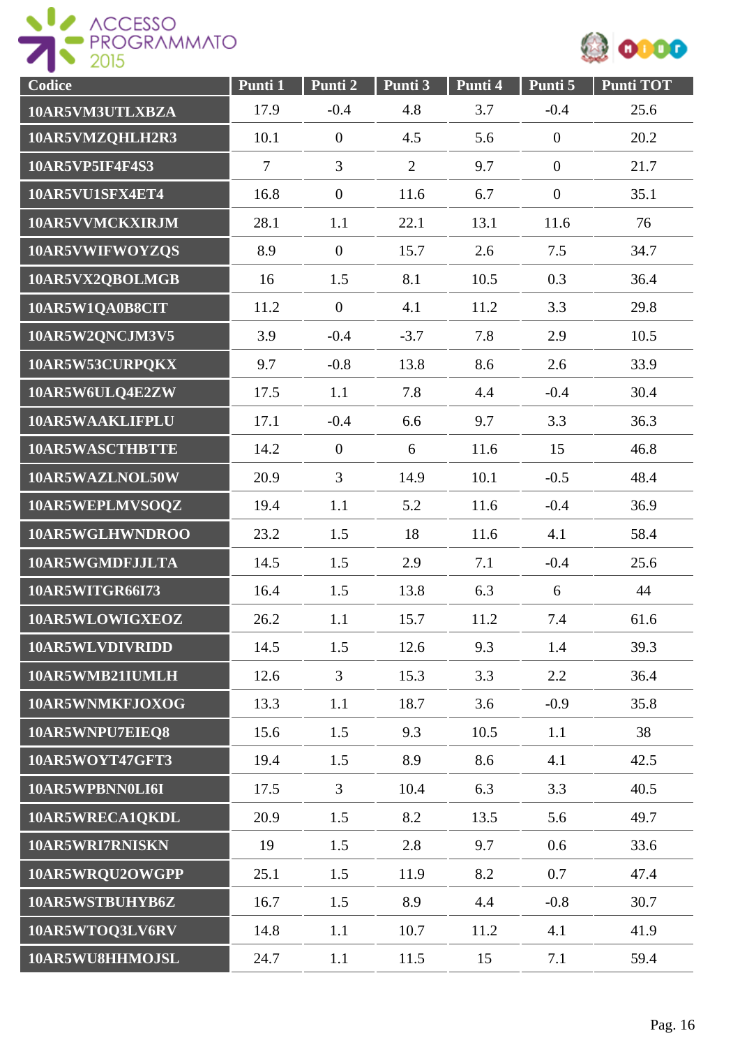| Codice | Punti 1 | Punti 2 | Punti 3 | Punti 4 | Punti 5 | Punti TOT |
|---|---|---|---|---|---|---|
| 10AR5VM3UTLXBZA | 17.9 | -0.4 | 4.8 | 3.7 | -0.4 | 25.6 |
| 10AR5VMZQHLH2R3 | 10.1 | 0 | 4.5 | 5.6 | 0 | 20.2 |
| 10AR5VP5IF4F4S3 | 7 | 3 | 2 | 9.7 | 0 | 21.7 |
| 10AR5VU1SFX4ET4 | 16.8 | 0 | 11.6 | 6.7 | 0 | 35.1 |
| 10AR5VVMCKXIRJM | 28.1 | 1.1 | 22.1 | 13.1 | 11.6 | 76 |
| 10AR5VWIFWOYZQS | 8.9 | 0 | 15.7 | 2.6 | 7.5 | 34.7 |
| 10AR5VX2QBOLMGB | 16 | 1.5 | 8.1 | 10.5 | 0.3 | 36.4 |
| 10AR5W1QA0B8CIT | 11.2 | 0 | 4.1 | 11.2 | 3.3 | 29.8 |
| 10AR5W2QNCJM3V5 | 3.9 | -0.4 | -3.7 | 7.8 | 2.9 | 10.5 |
| 10AR5W53CURPQKX | 9.7 | -0.8 | 13.8 | 8.6 | 2.6 | 33.9 |
| 10AR5W6ULQ4E2ZW | 17.5 | 1.1 | 7.8 | 4.4 | -0.4 | 30.4 |
| 10AR5WAAKLIFPLU | 17.1 | -0.4 | 6.6 | 9.7 | 3.3 | 36.3 |
| 10AR5WASCTHBTTE | 14.2 | 0 | 6 | 11.6 | 15 | 46.8 |
| 10AR5WAZLNOL50W | 20.9 | 3 | 14.9 | 10.1 | -0.5 | 48.4 |
| 10AR5WEPLMVSOQZ | 19.4 | 1.1 | 5.2 | 11.6 | -0.4 | 36.9 |
| 10AR5WGLHWNDROO | 23.2 | 1.5 | 18 | 11.6 | 4.1 | 58.4 |
| 10AR5WGMDFJJLTA | 14.5 | 1.5 | 2.9 | 7.1 | -0.4 | 25.6 |
| 10AR5WITGR66I73 | 16.4 | 1.5 | 13.8 | 6.3 | 6 | 44 |
| 10AR5WLOWIGXEOZ | 26.2 | 1.1 | 15.7 | 11.2 | 7.4 | 61.6 |
| 10AR5WLVDIVRIDD | 14.5 | 1.5 | 12.6 | 9.3 | 1.4 | 39.3 |
| 10AR5WMB21IUMLH | 12.6 | 3 | 15.3 | 3.3 | 2.2 | 36.4 |
| 10AR5WNMKFJOXOG | 13.3 | 1.1 | 18.7 | 3.6 | -0.9 | 35.8 |
| 10AR5WNPU7EIEQ8 | 15.6 | 1.5 | 9.3 | 10.5 | 1.1 | 38 |
| 10AR5WOYT47GFT3 | 19.4 | 1.5 | 8.9 | 8.6 | 4.1 | 42.5 |
| 10AR5WPBNN0LI6I | 17.5 | 3 | 10.4 | 6.3 | 3.3 | 40.5 |
| 10AR5WRECA1QKDL | 20.9 | 1.5 | 8.2 | 13.5 | 5.6 | 49.7 |
| 10AR5WRI7RNISKN | 19 | 1.5 | 2.8 | 9.7 | 0.6 | 33.6 |
| 10AR5WRQU2OWGPP | 25.1 | 1.5 | 11.9 | 8.2 | 0.7 | 47.4 |
| 10AR5WSTBUHYB6Z | 16.7 | 1.5 | 8.9 | 4.4 | -0.8 | 30.7 |
| 10AR5WTOQ3LV6RV | 14.8 | 1.1 | 10.7 | 11.2 | 4.1 | 41.9 |
| 10AR5WU8HHMOJSL | 24.7 | 1.1 | 11.5 | 15 | 7.1 | 59.4 |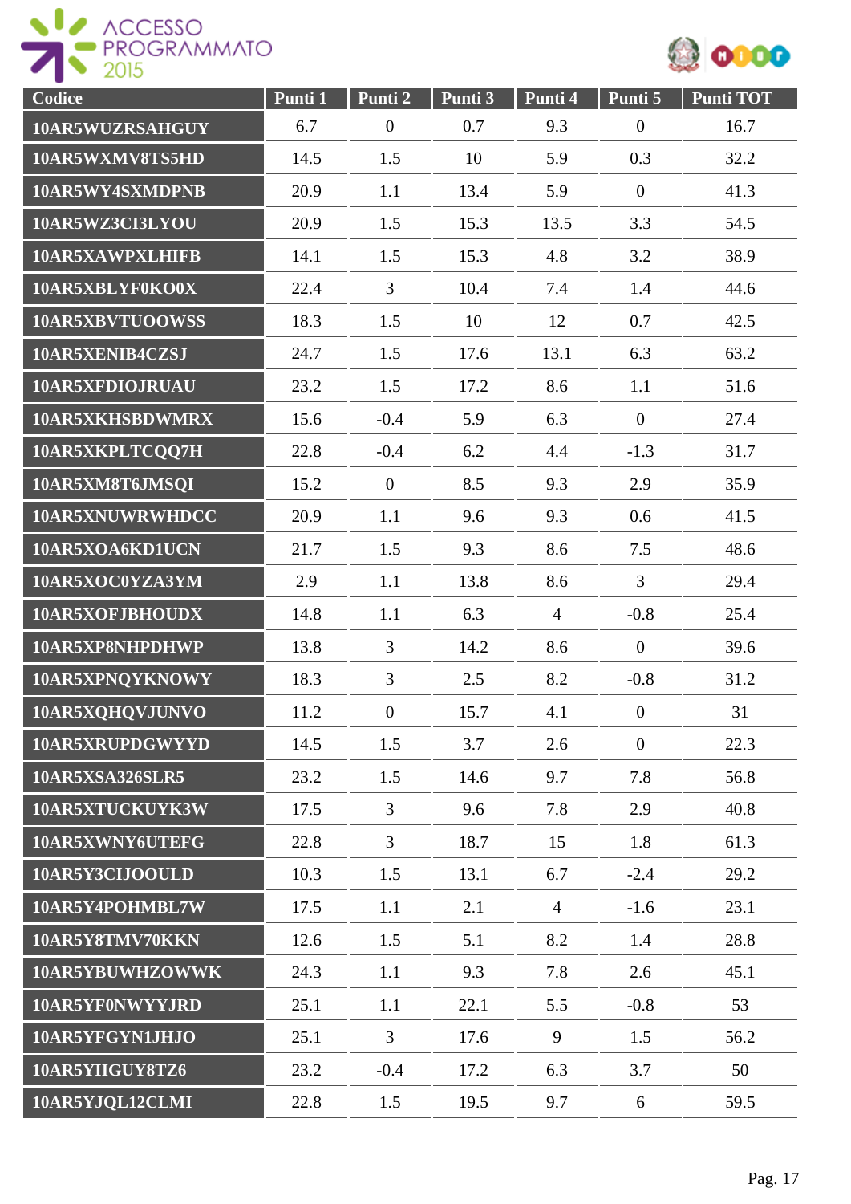| Codice | Punti 1 | Punti 2 | Punti 3 | Punti 4 | Punti 5 | Punti TOT |
|---|---|---|---|---|---|---|
| 10AR5WUZRSAHGUY | 6.7 | 0 | 0.7 | 9.3 | 0 | 16.7 |
| 10AR5WXMV8TS5HD | 14.5 | 1.5 | 10 | 5.9 | 0.3 | 32.2 |
| 10AR5WY4SXMDPNB | 20.9 | 1.1 | 13.4 | 5.9 | 0 | 41.3 |
| 10AR5WZ3CI3LYOU | 20.9 | 1.5 | 15.3 | 13.5 | 3.3 | 54.5 |
| 10AR5XAWPXLHIFB | 14.1 | 1.5 | 15.3 | 4.8 | 3.2 | 38.9 |
| 10AR5XBLYF0KO0X | 22.4 | 3 | 10.4 | 7.4 | 1.4 | 44.6 |
| 10AR5XBVTUOOWSS | 18.3 | 1.5 | 10 | 12 | 0.7 | 42.5 |
| 10AR5XENIB4CZSJ | 24.7 | 1.5 | 17.6 | 13.1 | 6.3 | 63.2 |
| 10AR5XFDIOJRUAU | 23.2 | 1.5 | 17.2 | 8.6 | 1.1 | 51.6 |
| 10AR5XKHSBDWMRX | 15.6 | -0.4 | 5.9 | 6.3 | 0 | 27.4 |
| 10AR5XKPLTCQQ7H | 22.8 | -0.4 | 6.2 | 4.4 | -1.3 | 31.7 |
| 10AR5XM8T6JMSQI | 15.2 | 0 | 8.5 | 9.3 | 2.9 | 35.9 |
| 10AR5XNUWRWHDCC | 20.9 | 1.1 | 9.6 | 9.3 | 0.6 | 41.5 |
| 10AR5XOA6KD1UCN | 21.7 | 1.5 | 9.3 | 8.6 | 7.5 | 48.6 |
| 10AR5XOC0YZA3YM | 2.9 | 1.1 | 13.8 | 8.6 | 3 | 29.4 |
| 10AR5XOFJBHOUDX | 14.8 | 1.1 | 6.3 | 4 | -0.8 | 25.4 |
| 10AR5XP8NHPDHWP | 13.8 | 3 | 14.2 | 8.6 | 0 | 39.6 |
| 10AR5XPNQYKNOWY | 18.3 | 3 | 2.5 | 8.2 | -0.8 | 31.2 |
| 10AR5XQHQVJUNVO | 11.2 | 0 | 15.7 | 4.1 | 0 | 31 |
| 10AR5XRUPDGWYYD | 14.5 | 1.5 | 3.7 | 2.6 | 0 | 22.3 |
| 10AR5XSA326SLR5 | 23.2 | 1.5 | 14.6 | 9.7 | 7.8 | 56.8 |
| 10AR5XTUCKUYK3W | 17.5 | 3 | 9.6 | 7.8 | 2.9 | 40.8 |
| 10AR5XWNY6UTEFG | 22.8 | 3 | 18.7 | 15 | 1.8 | 61.3 |
| 10AR5Y3CIJOOULD | 10.3 | 1.5 | 13.1 | 6.7 | -2.4 | 29.2 |
| 10AR5Y4POHMBL7W | 17.5 | 1.1 | 2.1 | 4 | -1.6 | 23.1 |
| 10AR5Y8TMV70KKN | 12.6 | 1.5 | 5.1 | 8.2 | 1.4 | 28.8 |
| 10AR5YBUWHZOWWK | 24.3 | 1.1 | 9.3 | 7.8 | 2.6 | 45.1 |
| 10AR5YF0NWYYJRD | 25.1 | 1.1 | 22.1 | 5.5 | -0.8 | 53 |
| 10AR5YFGYN1JHJO | 25.1 | 3 | 17.6 | 9 | 1.5 | 56.2 |
| 10AR5YIIGUY8TZ6 | 23.2 | -0.4 | 17.2 | 6.3 | 3.7 | 50 |
| 10AR5YJQL12CLMI | 22.8 | 1.5 | 19.5 | 9.7 | 6 | 59.5 |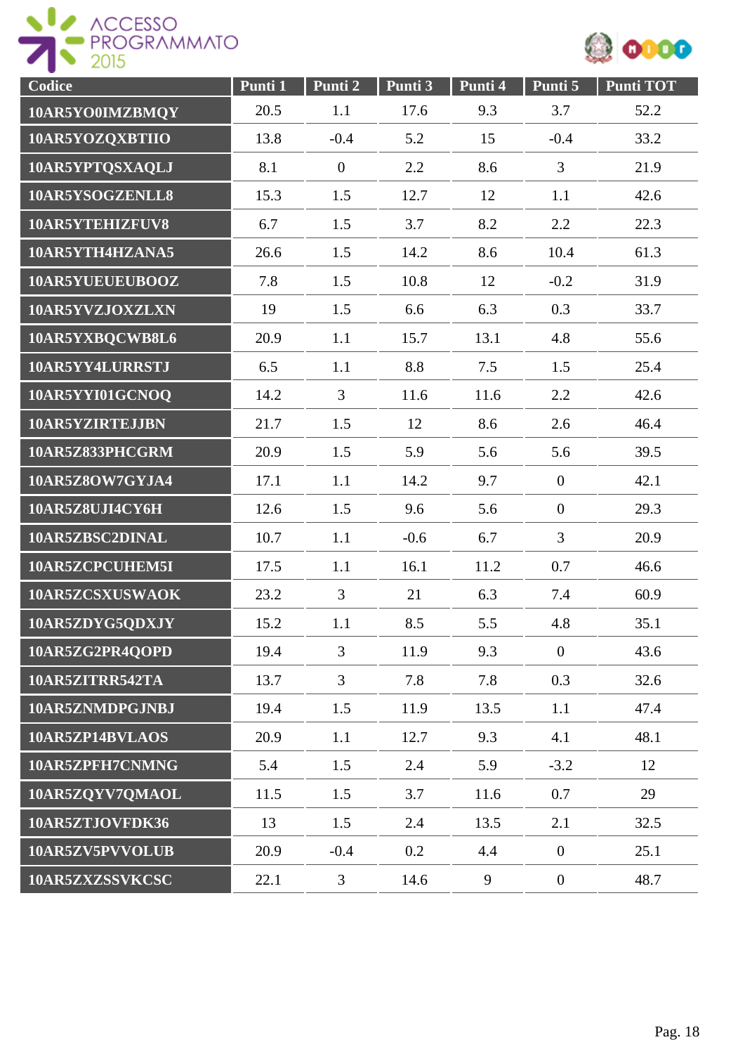| Codice | Punti 1 | Punti 2 | Punti 3 | Punti 4 | Punti 5 | Punti TOT |
|---|---|---|---|---|---|---|
| 10AR5YO0IMZBMQY | 20.5 | 1.1 | 17.6 | 9.3 | 3.7 | 52.2 |
| 10AR5YOZQXBTIIO | 13.8 | -0.4 | 5.2 | 15 | -0.4 | 33.2 |
| 10AR5YPTQSXAQLJ | 8.1 | 0 | 2.2 | 8.6 | 3 | 21.9 |
| 10AR5YSOGZENLL8 | 15.3 | 1.5 | 12.7 | 12 | 1.1 | 42.6 |
| 10AR5YTEHIZFUV8 | 6.7 | 1.5 | 3.7 | 8.2 | 2.2 | 22.3 |
| 10AR5YTH4HZANA5 | 26.6 | 1.5 | 14.2 | 8.6 | 10.4 | 61.3 |
| 10AR5YUEUEUBOOZ | 7.8 | 1.5 | 10.8 | 12 | -0.2 | 31.9 |
| 10AR5YVZJOXZLXN | 19 | 1.5 | 6.6 | 6.3 | 0.3 | 33.7 |
| 10AR5YXBQCWB8L6 | 20.9 | 1.1 | 15.7 | 13.1 | 4.8 | 55.6 |
| 10AR5YY4LURRSTJ | 6.5 | 1.1 | 8.8 | 7.5 | 1.5 | 25.4 |
| 10AR5YYI01GCNOQ | 14.2 | 3 | 11.6 | 11.6 | 2.2 | 42.6 |
| 10AR5YZIRTEJJBN | 21.7 | 1.5 | 12 | 8.6 | 2.6 | 46.4 |
| 10AR5Z833PHCGRM | 20.9 | 1.5 | 5.9 | 5.6 | 5.6 | 39.5 |
| 10AR5Z8OW7GYJA4 | 17.1 | 1.1 | 14.2 | 9.7 | 0 | 42.1 |
| 10AR5Z8UJI4CY6H | 12.6 | 1.5 | 9.6 | 5.6 | 0 | 29.3 |
| 10AR5ZBSC2DINAL | 10.7 | 1.1 | -0.6 | 6.7 | 3 | 20.9 |
| 10AR5ZCPCUHEM5I | 17.5 | 1.1 | 16.1 | 11.2 | 0.7 | 46.6 |
| 10AR5ZCSXUSWAOK | 23.2 | 3 | 21 | 6.3 | 7.4 | 60.9 |
| 10AR5ZDYG5QDXJY | 15.2 | 1.1 | 8.5 | 5.5 | 4.8 | 35.1 |
| 10AR5ZG2PR4QOPD | 19.4 | 3 | 11.9 | 9.3 | 0 | 43.6 |
| 10AR5ZITRR542TA | 13.7 | 3 | 7.8 | 7.8 | 0.3 | 32.6 |
| 10AR5ZNMDPGJNBJ | 19.4 | 1.5 | 11.9 | 13.5 | 1.1 | 47.4 |
| 10AR5ZP14BVLAOS | 20.9 | 1.1 | 12.7 | 9.3 | 4.1 | 48.1 |
| 10AR5ZPFH7CNMNG | 5.4 | 1.5 | 2.4 | 5.9 | -3.2 | 12 |
| 10AR5ZQYV7QMAOL | 11.5 | 1.5 | 3.7 | 11.6 | 0.7 | 29 |
| 10AR5ZTJOVFDK36 | 13 | 1.5 | 2.4 | 13.5 | 2.1 | 32.5 |
| 10AR5ZV5PVVOLUB | 20.9 | -0.4 | 0.2 | 4.4 | 0 | 25.1 |
| 10AR5ZXZSSVKCSC | 22.1 | 3 | 14.6 | 9 | 0 | 48.7 |